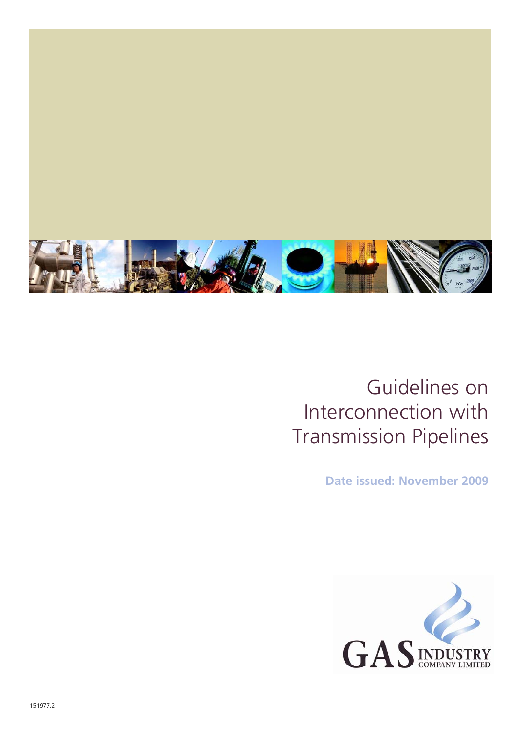# Guidelines on Interconnection with Transmission Pipelines

**Date issued: November 2009**

GAS INDUSTRY COMPANY LIMITED

151977.2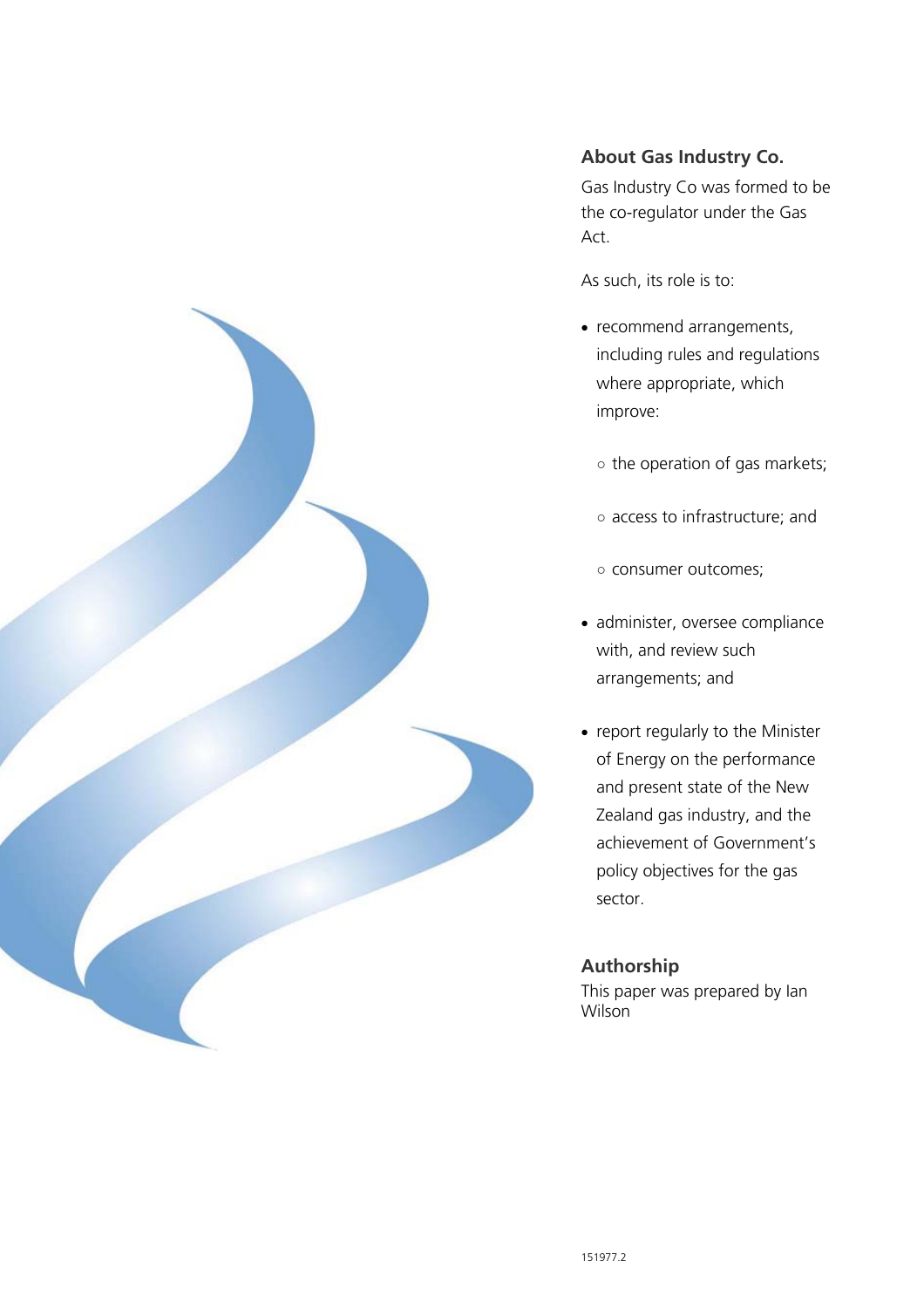## About Gas Industry Co.

Gas Industry Co was formed to be the co-regulator under the Gas Act.

As such, its role is to:

- recommend arrangements, including rules and regulations where appropriate, which improve:
  - the operation of gas markets;
  - access to infrastructure; and
  - consumer outcomes;
- administer, oversee compliance with, and review such arrangements; and
- report regularly to the Minister of Energy on the performance and present state of the New Zealand gas industry, and the achievement of Government's policy objectives for the gas sector.

## Authorship

This paper was prepared by Ian Wilson

151977.2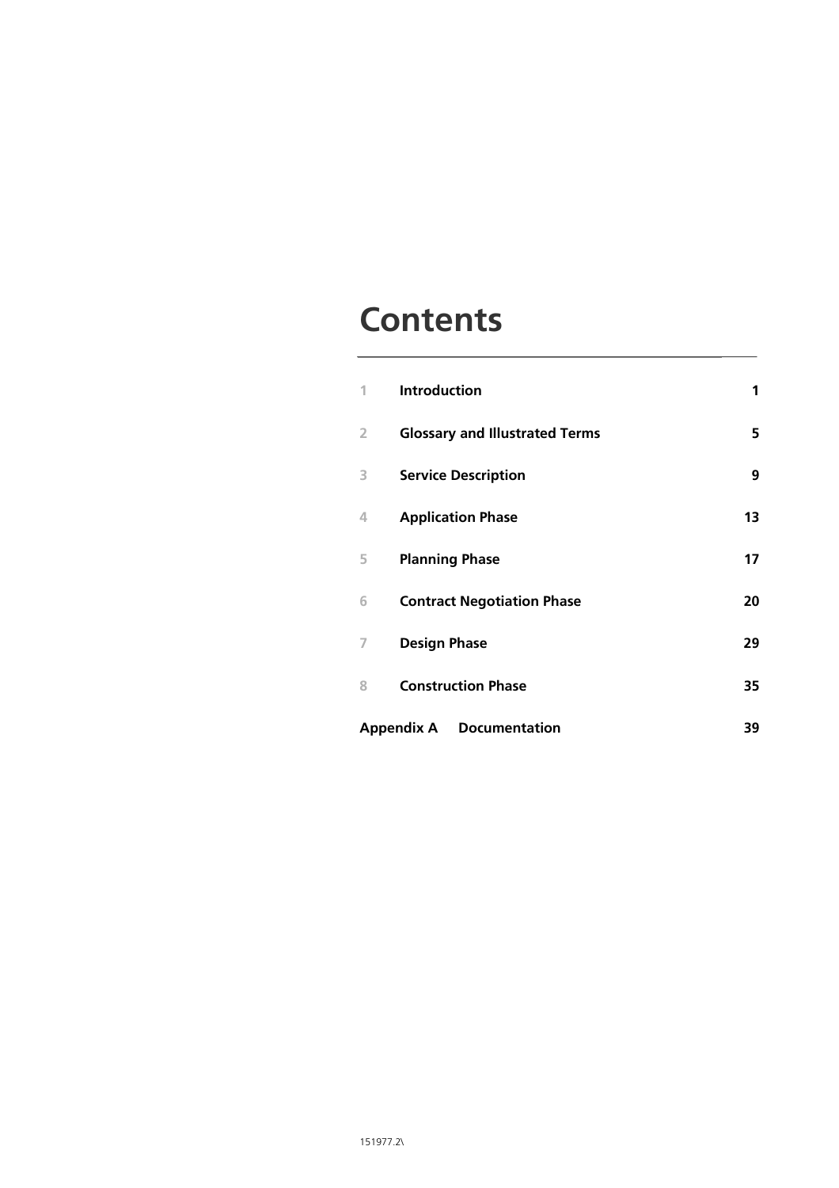# Contents

| | | |
|---|---|---|
| 1 | **Introduction** | **1** |
| 2 | **Glossary and Illustrated Terms** | **5** |
| 3 | **Service Description** | **9** |
| 4 | **Application Phase** | **13** |
| 5 | **Planning Phase** | **17** |
| 6 | **Contract Negotiation Phase** | **20** |
| 7 | **Design Phase** | **29** |
| 8 | **Construction Phase** | **35** |
| **Appendix A** | **Documentation** | **39** |

151977.2\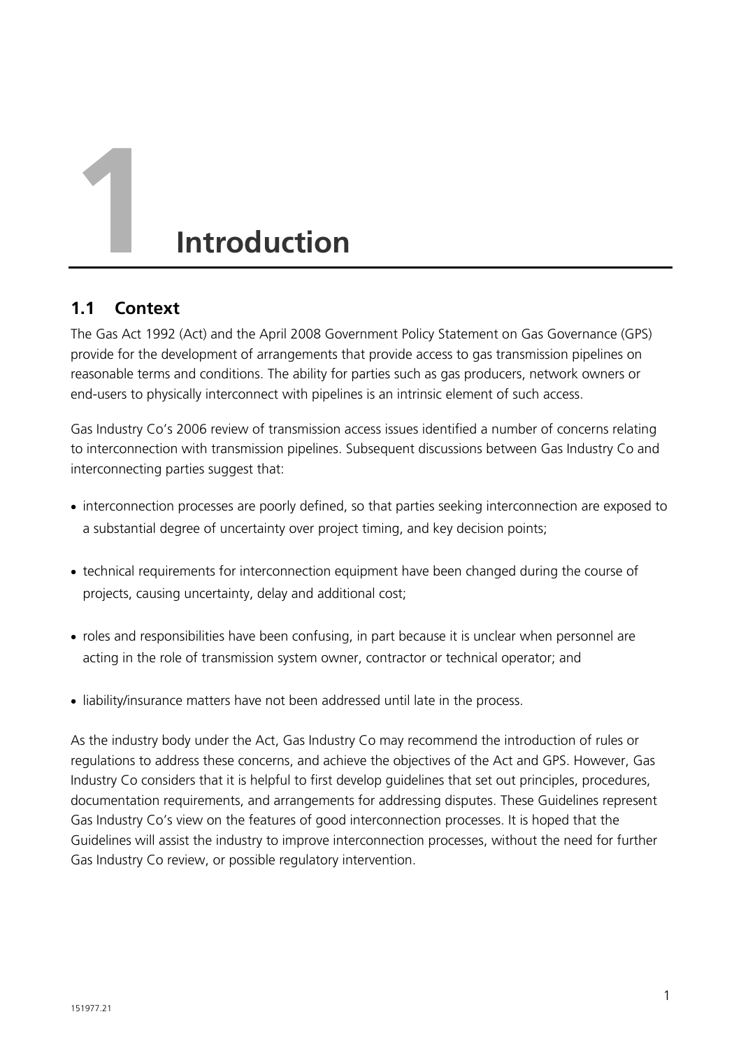# 1 Introduction

## 1.1 Context

The Gas Act 1992 (Act) and the April 2008 Government Policy Statement on Gas Governance (GPS) provide for the development of arrangements that provide access to gas transmission pipelines on reasonable terms and conditions. The ability for parties such as gas producers, network owners or end-users to physically interconnect with pipelines is an intrinsic element of such access.

Gas Industry Co's 2006 review of transmission access issues identified a number of concerns relating to interconnection with transmission pipelines. Subsequent discussions between Gas Industry Co and interconnecting parties suggest that:

- interconnection processes are poorly defined, so that parties seeking interconnection are exposed to a substantial degree of uncertainty over project timing, and key decision points;
- technical requirements for interconnection equipment have been changed during the course of projects, causing uncertainty, delay and additional cost;
- roles and responsibilities have been confusing, in part because it is unclear when personnel are acting in the role of transmission system owner, contractor or technical operator; and
- liability/insurance matters have not been addressed until late in the process.

As the industry body under the Act, Gas Industry Co may recommend the introduction of rules or regulations to address these concerns, and achieve the objectives of the Act and GPS. However, Gas Industry Co considers that it is helpful to first develop guidelines that set out principles, procedures, documentation requirements, and arrangements for addressing disputes. These Guidelines represent Gas Industry Co's view on the features of good interconnection processes. It is hoped that the Guidelines will assist the industry to improve interconnection processes, without the need for further Gas Industry Co review, or possible regulatory intervention.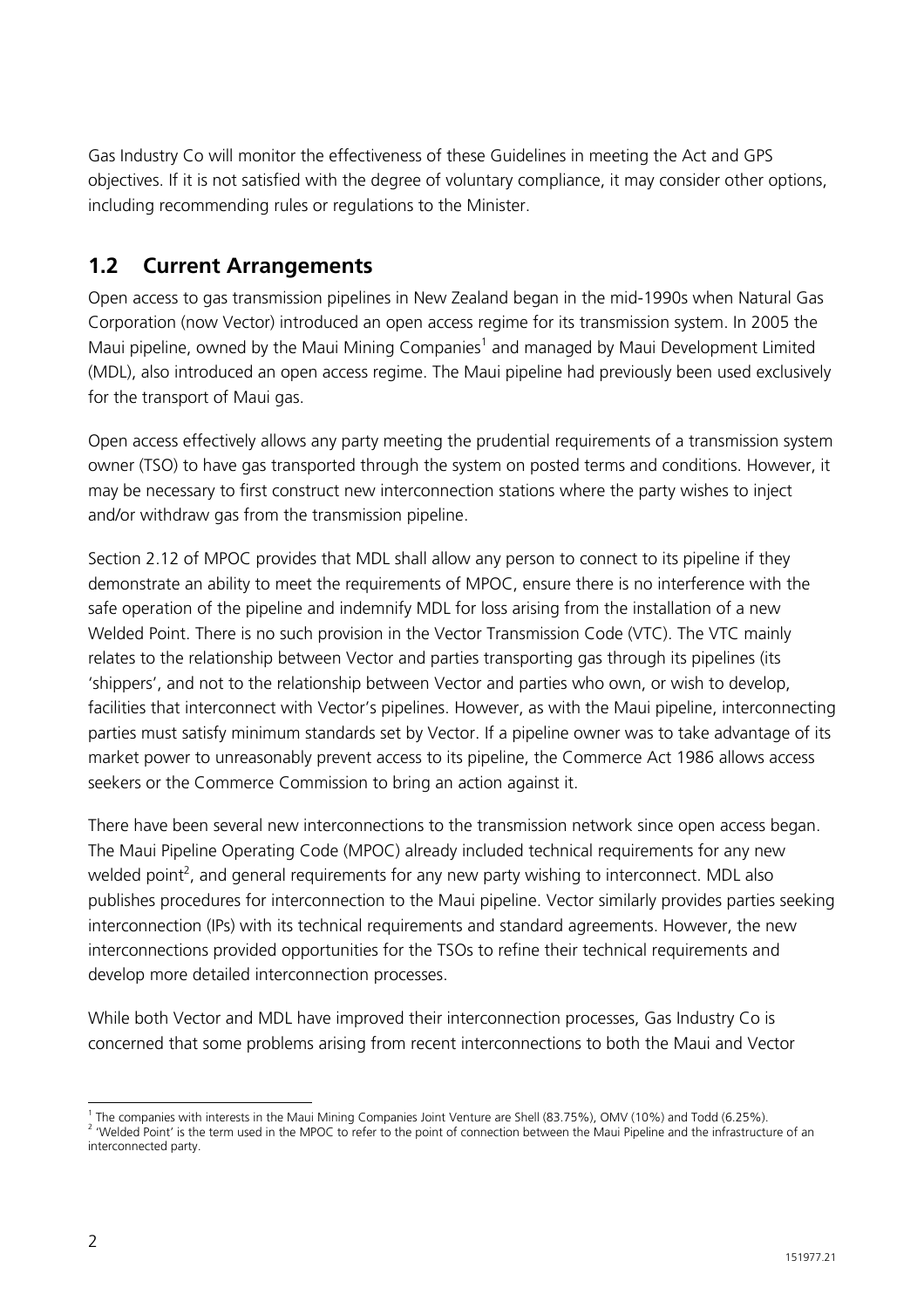Gas Industry Co will monitor the effectiveness of these Guidelines in meeting the Act and GPS objectives. If it is not satisfied with the degree of voluntary compliance, it may consider other options, including recommending rules or regulations to the Minister.

## 1.2 Current Arrangements

Open access to gas transmission pipelines in New Zealand began in the mid-1990s when Natural Gas Corporation (now Vector) introduced an open access regime for its transmission system. In 2005 the Maui pipeline, owned by the Maui Mining Companies[1] and managed by Maui Development Limited (MDL), also introduced an open access regime. The Maui pipeline had previously been used exclusively for the transport of Maui gas.

Open access effectively allows any party meeting the prudential requirements of a transmission system owner (TSO) to have gas transported through the system on posted terms and conditions. However, it may be necessary to first construct new interconnection stations where the party wishes to inject and/or withdraw gas from the transmission pipeline.

Section 2.12 of MPOC provides that MDL shall allow any person to connect to its pipeline if they demonstrate an ability to meet the requirements of MPOC, ensure there is no interference with the safe operation of the pipeline and indemnify MDL for loss arising from the installation of a new Welded Point. There is no such provision in the Vector Transmission Code (VTC). The VTC mainly relates to the relationship between Vector and parties transporting gas through its pipelines (its 'shippers', and not to the relationship between Vector and parties who own, or wish to develop, facilities that interconnect with Vector's pipelines. However, as with the Maui pipeline, interconnecting parties must satisfy minimum standards set by Vector. If a pipeline owner was to take advantage of its market power to unreasonably prevent access to its pipeline, the Commerce Act 1986 allows access seekers or the Commerce Commission to bring an action against it.

There have been several new interconnections to the transmission network since open access began. The Maui Pipeline Operating Code (MPOC) already included technical requirements for any new welded point[2], and general requirements for any new party wishing to interconnect. MDL also publishes procedures for interconnection to the Maui pipeline. Vector similarly provides parties seeking interconnection (IPs) with its technical requirements and standard agreements. However, the new interconnections provided opportunities for the TSOs to refine their technical requirements and develop more detailed interconnection processes.

While both Vector and MDL have improved their interconnection processes, Gas Industry Co is concerned that some problems arising from recent interconnections to both the Maui and Vector

---

[1] The companies with interests in the Maui Mining Companies Joint Venture are Shell (83.75%), OMV (10%) and Todd (6.25%).

[2] 'Welded Point' is the term used in the MPOC to refer to the point of connection between the Maui Pipeline and the infrastructure of an interconnected party.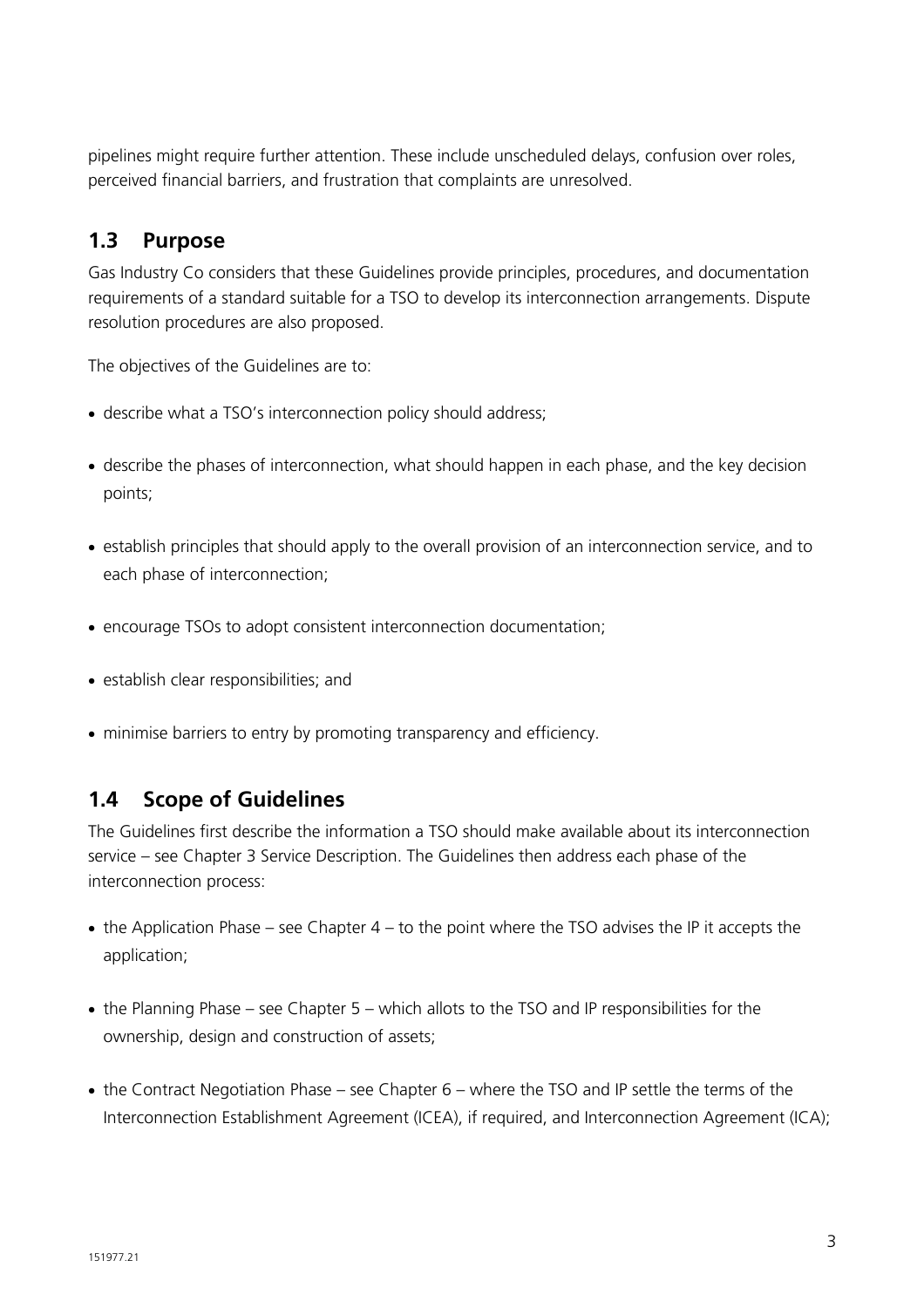pipelines might require further attention. These include unscheduled delays, confusion over roles, perceived financial barriers, and frustration that complaints are unresolved.

## 1.3 Purpose

Gas Industry Co considers that these Guidelines provide principles, procedures, and documentation requirements of a standard suitable for a TSO to develop its interconnection arrangements. Dispute resolution procedures are also proposed.

The objectives of the Guidelines are to:

- describe what a TSO's interconnection policy should address;
- describe the phases of interconnection, what should happen in each phase, and the key decision points;
- establish principles that should apply to the overall provision of an interconnection service, and to each phase of interconnection;
- encourage TSOs to adopt consistent interconnection documentation;
- establish clear responsibilities; and
- minimise barriers to entry by promoting transparency and efficiency.

## 1.4 Scope of Guidelines

The Guidelines first describe the information a TSO should make available about its interconnection service – see Chapter 3 Service Description. The Guidelines then address each phase of the interconnection process:

- the Application Phase – see Chapter 4 – to the point where the TSO advises the IP it accepts the application;
- the Planning Phase – see Chapter 5 – which allots to the TSO and IP responsibilities for the ownership, design and construction of assets;
- the Contract Negotiation Phase – see Chapter 6 – where the TSO and IP settle the terms of the Interconnection Establishment Agreement (ICEA), if required, and Interconnection Agreement (ICA);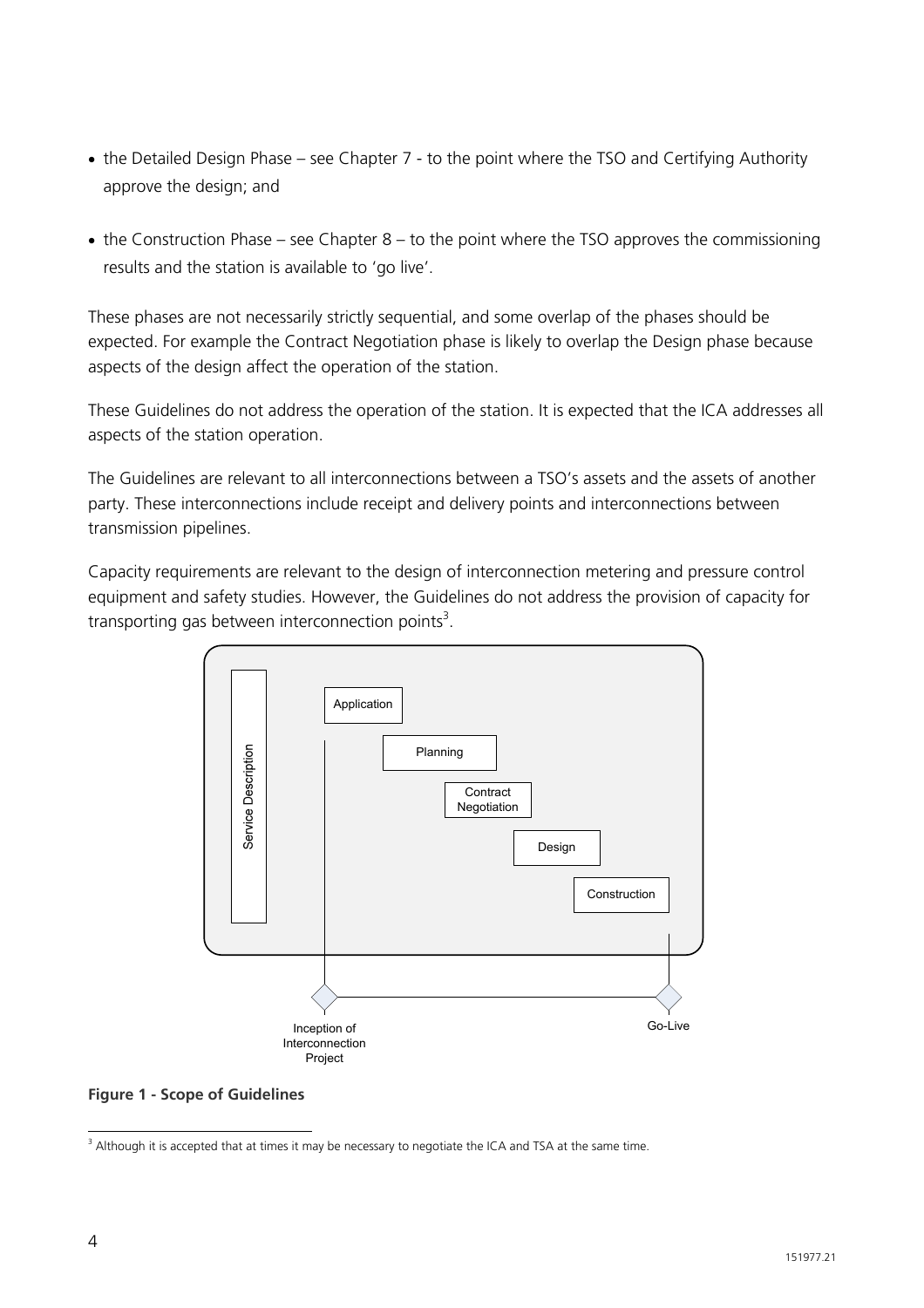- the Detailed Design Phase – see Chapter 7 - to the point where the TSO and Certifying Authority approve the design; and
- the Construction Phase – see Chapter 8 – to the point where the TSO approves the commissioning results and the station is available to 'go live'.

These phases are not necessarily strictly sequential, and some overlap of the phases should be expected. For example the Contract Negotiation phase is likely to overlap the Design phase because aspects of the design affect the operation of the station.

These Guidelines do not address the operation of the station. It is expected that the ICA addresses all aspects of the station operation.

The Guidelines are relevant to all interconnections between a TSO's assets and the assets of another party. These interconnections include receipt and delivery points and interconnections between transmission pipelines.

Capacity requirements are relevant to the design of interconnection metering and pressure control equipment and safety studies. However, the Guidelines do not address the provision of capacity for transporting gas between interconnection points[3].

Service Description

Application

Planning

Contract Negotiation

Design

Construction

Inception of Interconnection Project

Go-Live

**Figure 1 - Scope of Guidelines**

[3] Although it is accepted that at times it may be necessary to negotiate the ICA and TSA at the same time.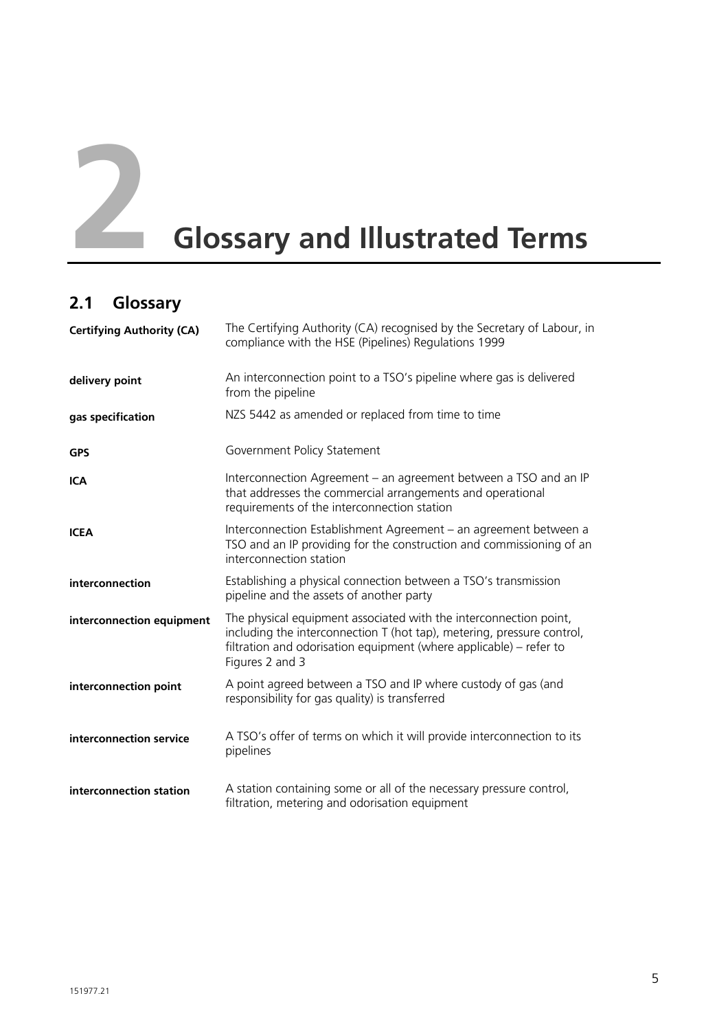# 2 Glossary and Illustrated Terms

## 2.1 Glossary

| | |
|---|---|
| **Certifying Authority (CA)** | The Certifying Authority (CA) recognised by the Secretary of Labour, in compliance with the HSE (Pipelines) Regulations 1999 |
| **delivery point** | An interconnection point to a TSO's pipeline where gas is delivered from the pipeline |
| **gas specification** | NZS 5442 as amended or replaced from time to time |
| **GPS** | Government Policy Statement |
| **ICA** | Interconnection Agreement – an agreement between a TSO and an IP that addresses the commercial arrangements and operational requirements of the interconnection station |
| **ICEA** | Interconnection Establishment Agreement – an agreement between a TSO and an IP providing for the construction and commissioning of an interconnection station |
| **interconnection** | Establishing a physical connection between a TSO's transmission pipeline and the assets of another party |
| **interconnection equipment** | The physical equipment associated with the interconnection point, including the interconnection T (hot tap), metering, pressure control, filtration and odorisation equipment (where applicable) – refer to Figures 2 and 3 |
| **interconnection point** | A point agreed between a TSO and IP where custody of gas (and responsibility for gas quality) is transferred |
| **interconnection service** | A TSO's offer of terms on which it will provide interconnection to its pipelines |
| **interconnection station** | A station containing some or all of the necessary pressure control, filtration, metering and odorisation equipment |

151977.21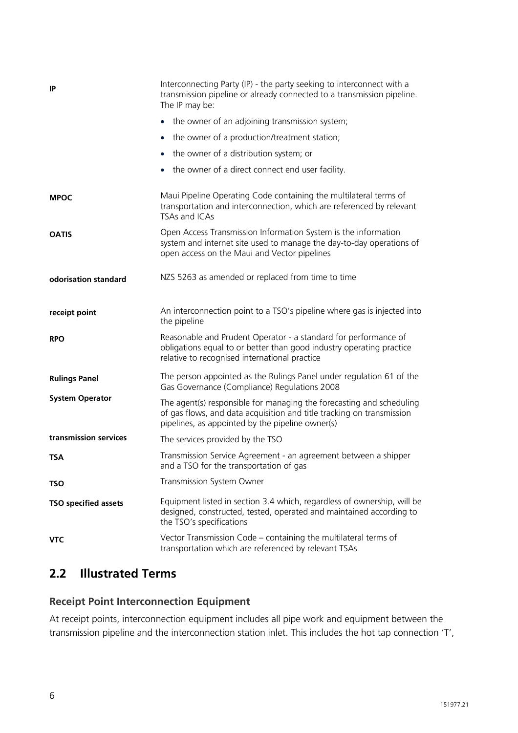| | |
|---|---|
| **IP** | Interconnecting Party (IP) - the party seeking to interconnect with a transmission pipeline or already connected to a transmission pipeline. The IP may be:<br>• the owner of an adjoining transmission system;<br>• the owner of a production/treatment station;<br>• the owner of a distribution system; or<br>• the owner of a direct connect end user facility. |
| **MPOC** | Maui Pipeline Operating Code containing the multilateral terms of transportation and interconnection, which are referenced by relevant TSAs and ICAs |
| **OATIS** | Open Access Transmission Information System is the information system and internet site used to manage the day-to-day operations of open access on the Maui and Vector pipelines |
| **odorisation standard** | NZS 5263 as amended or replaced from time to time |
| **receipt point** | An interconnection point to a TSO's pipeline where gas is injected into the pipeline |
| **RPO** | Reasonable and Prudent Operator - a standard for performance of obligations equal to or better than good industry operating practice relative to recognised international practice |
| **Rulings Panel** | The person appointed as the Rulings Panel under regulation 61 of the Gas Governance (Compliance) Regulations 2008 |
| **System Operator** | The agent(s) responsible for managing the forecasting and scheduling of gas flows, and data acquisition and title tracking on transmission pipelines, as appointed by the pipeline owner(s) |
| **transmission services** | The services provided by the TSO |
| **TSA** | Transmission Service Agreement - an agreement between a shipper and a TSO for the transportation of gas |
| **TSO** | Transmission System Owner |
| **TSO specified assets** | Equipment listed in section 3.4 which, regardless of ownership, will be designed, constructed, tested, operated and maintained according to the TSO's specifications |
| **VTC** | Vector Transmission Code – containing the multilateral terms of transportation which are referenced by relevant TSAs |

## 2.2 Illustrated Terms

### Receipt Point Interconnection Equipment

At receipt points, interconnection equipment includes all pipe work and equipment between the transmission pipeline and the interconnection station inlet. This includes the hot tap connection 'T',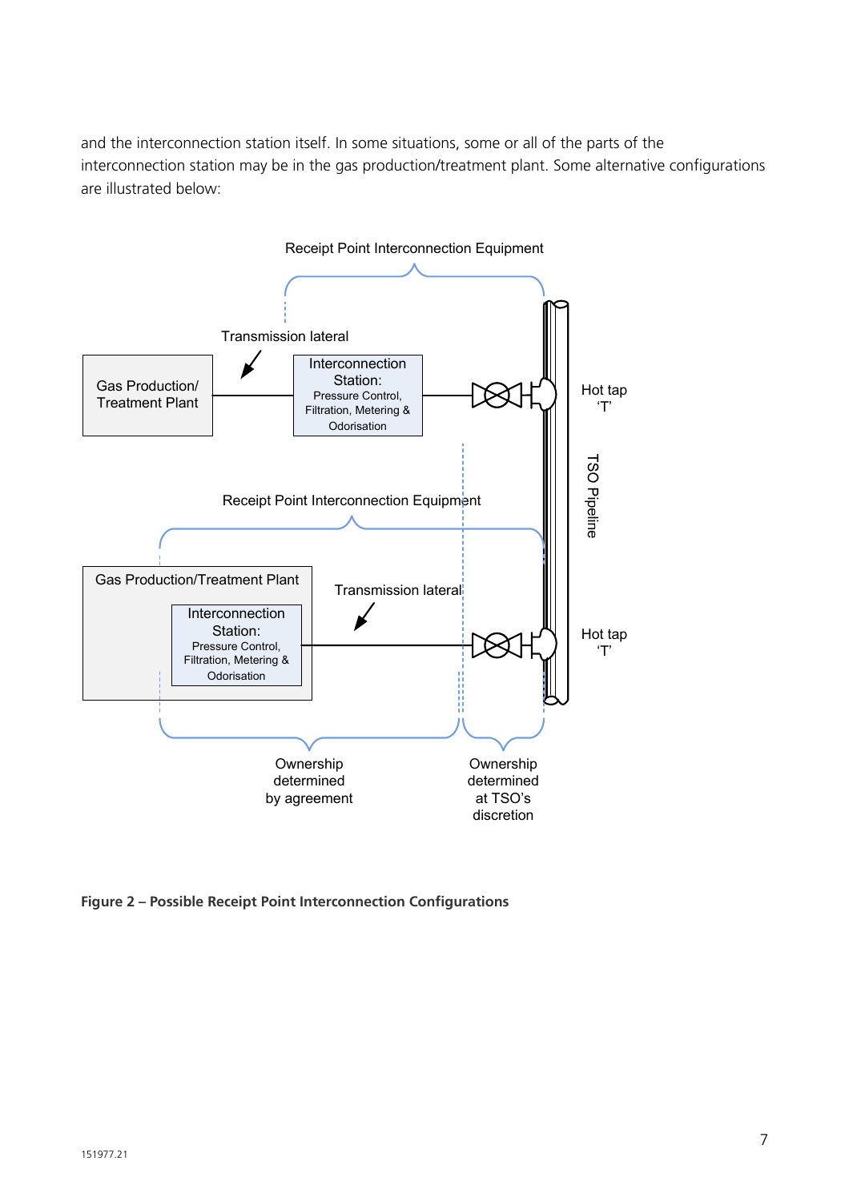and the interconnection station itself. In some situations, some or all of the parts of the interconnection station may be in the gas production/treatment plant. Some alternative configurations are illustrated below:

**Figure 2 – Possible Receipt Point Interconnection Configurations**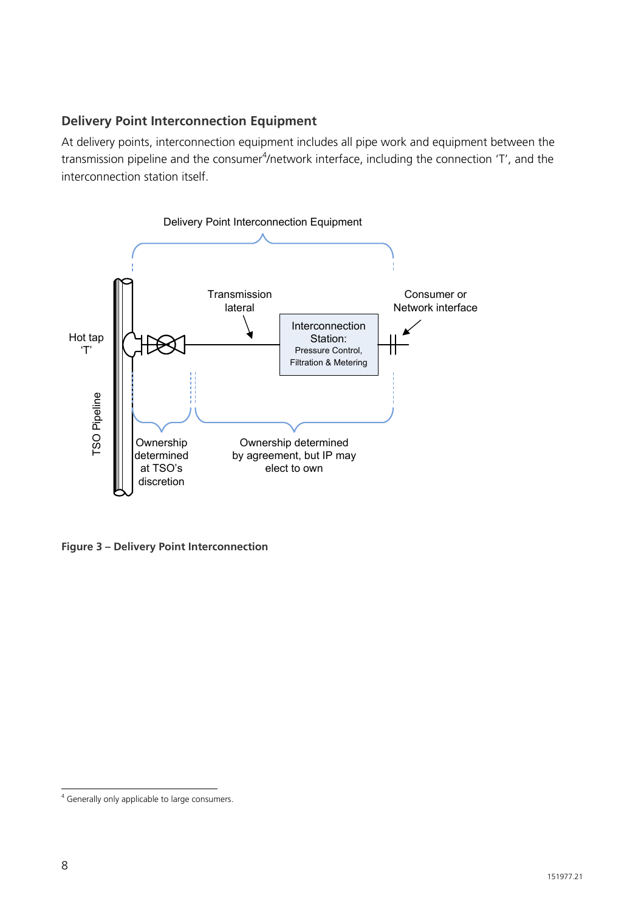### Delivery Point Interconnection Equipment

At delivery points, interconnection equipment includes all pipe work and equipment between the transmission pipeline and the consumer[4]/network interface, including the connection 'T', and the interconnection station itself.

Delivery Point Interconnection Equipment

Hot tap 'T'

TSO Pipeline

Transmission lateral

Interconnection Station: Pressure Control, Filtration & Metering

Consumer or Network interface

Ownership determined at TSO's discretion

Ownership determined by agreement, but IP may elect to own

**Figure 3 – Delivery Point Interconnection**

[4] Generally only applicable to large consumers.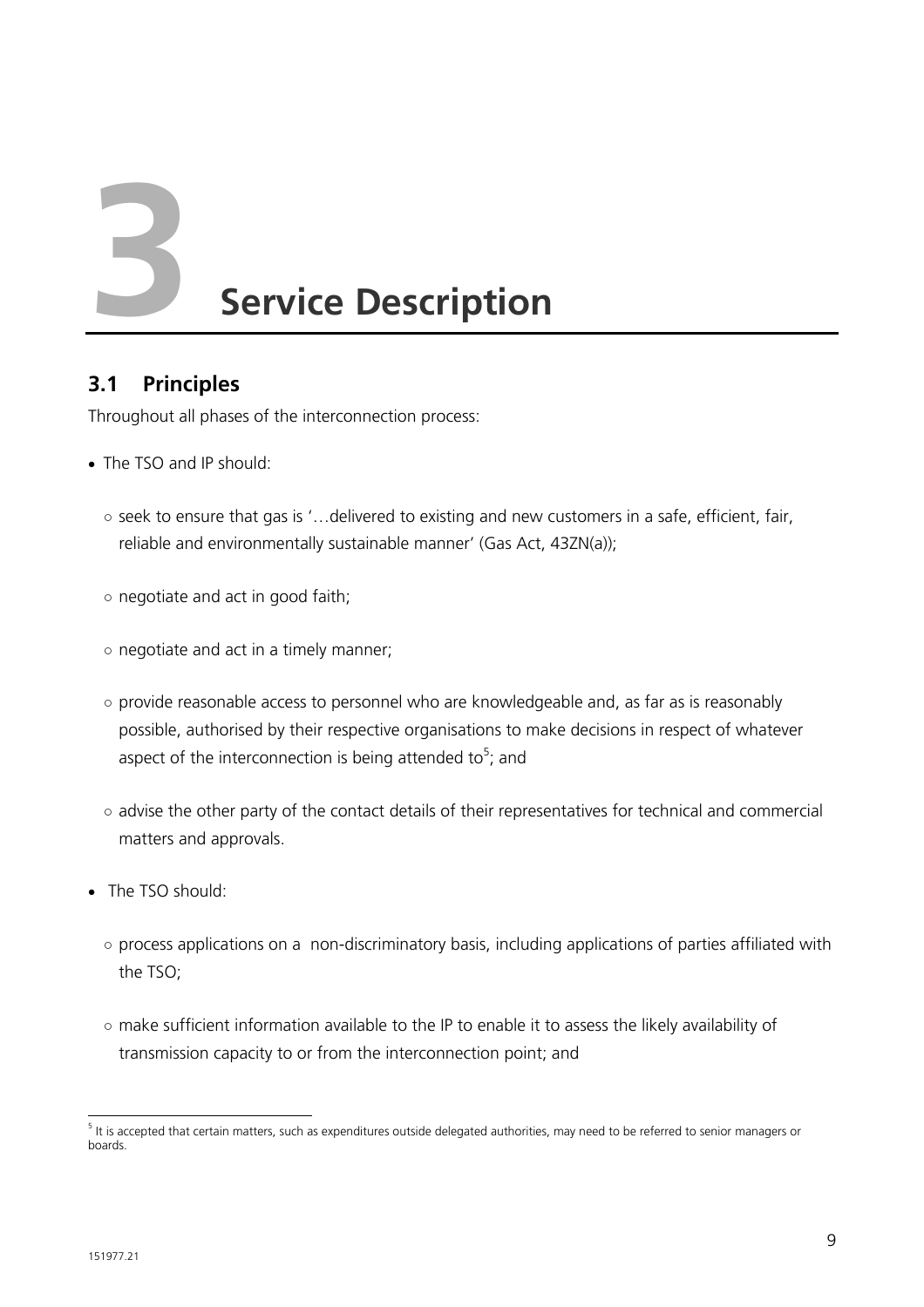# 3 Service Description

## 3.1 Principles

Throughout all phases of the interconnection process:

- The TSO and IP should:
  - seek to ensure that gas is '…delivered to existing and new customers in a safe, efficient, fair, reliable and environmentally sustainable manner' (Gas Act, 43ZN(a));
  - negotiate and act in good faith;
  - negotiate and act in a timely manner;
  - provide reasonable access to personnel who are knowledgeable and, as far as is reasonably possible, authorised by their respective organisations to make decisions in respect of whatever aspect of the interconnection is being attended to[5]; and
  - advise the other party of the contact details of their representatives for technical and commercial matters and approvals.
- The TSO should:
  - process applications on a non-discriminatory basis, including applications of parties affiliated with the TSO;
  - make sufficient information available to the IP to enable it to assess the likely availability of transmission capacity to or from the interconnection point; and

[5] It is accepted that certain matters, such as expenditures outside delegated authorities, may need to be referred to senior managers or boards.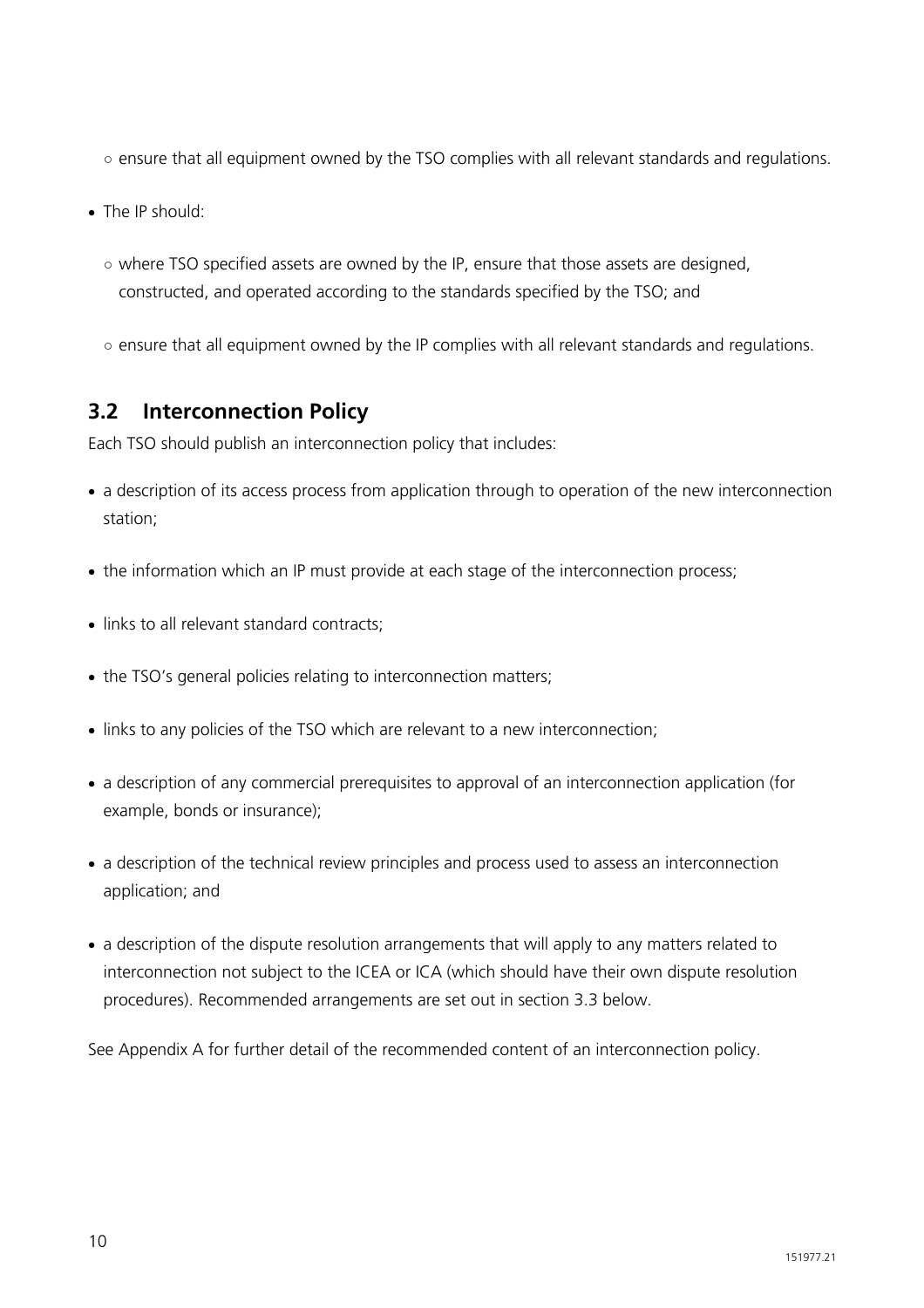- ensure that all equipment owned by the TSO complies with all relevant standards and regulations.

- The IP should:
  - where TSO specified assets are owned by the IP, ensure that those assets are designed, constructed, and operated according to the standards specified by the TSO; and
  - ensure that all equipment owned by the IP complies with all relevant standards and regulations.

## 3.2 Interconnection Policy

Each TSO should publish an interconnection policy that includes:

- a description of its access process from application through to operation of the new interconnection station;
- the information which an IP must provide at each stage of the interconnection process;
- links to all relevant standard contracts;
- the TSO's general policies relating to interconnection matters;
- links to any policies of the TSO which are relevant to a new interconnection;
- a description of any commercial prerequisites to approval of an interconnection application (for example, bonds or insurance);
- a description of the technical review principles and process used to assess an interconnection application; and
- a description of the dispute resolution arrangements that will apply to any matters related to interconnection not subject to the ICEA or ICA (which should have their own dispute resolution procedures). Recommended arrangements are set out in section 3.3 below.

See Appendix A for further detail of the recommended content of an interconnection policy.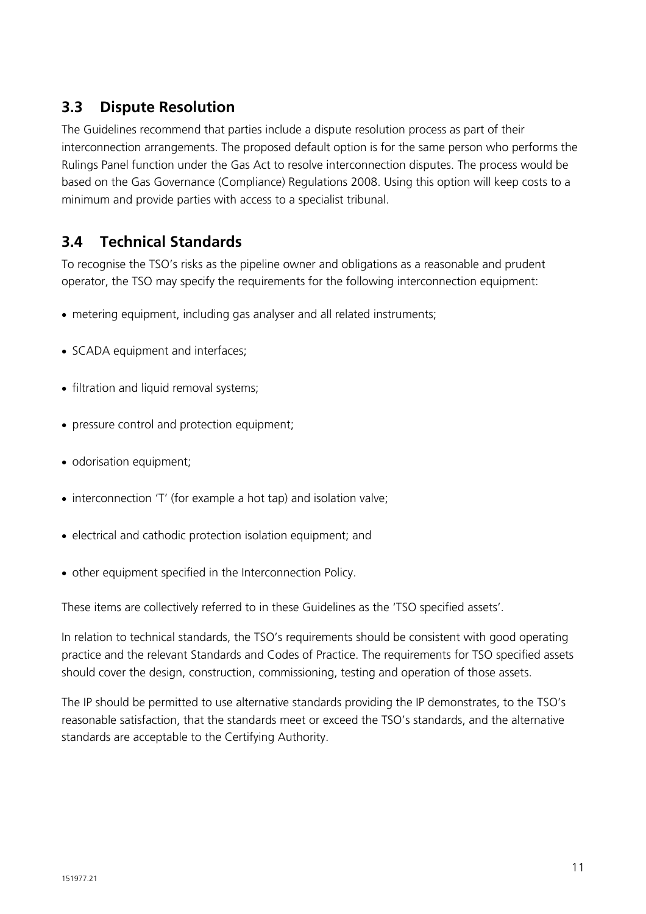## 3.3 Dispute Resolution

The Guidelines recommend that parties include a dispute resolution process as part of their interconnection arrangements. The proposed default option is for the same person who performs the Rulings Panel function under the Gas Act to resolve interconnection disputes. The process would be based on the Gas Governance (Compliance) Regulations 2008. Using this option will keep costs to a minimum and provide parties with access to a specialist tribunal.

## 3.4 Technical Standards

To recognise the TSO's risks as the pipeline owner and obligations as a reasonable and prudent operator, the TSO may specify the requirements for the following interconnection equipment:

- metering equipment, including gas analyser and all related instruments;
- SCADA equipment and interfaces;
- filtration and liquid removal systems;
- pressure control and protection equipment;
- odorisation equipment;
- interconnection 'T' (for example a hot tap) and isolation valve;
- electrical and cathodic protection isolation equipment; and
- other equipment specified in the Interconnection Policy.

These items are collectively referred to in these Guidelines as the 'TSO specified assets'.

In relation to technical standards, the TSO's requirements should be consistent with good operating practice and the relevant Standards and Codes of Practice. The requirements for TSO specified assets should cover the design, construction, commissioning, testing and operation of those assets.

The IP should be permitted to use alternative standards providing the IP demonstrates, to the TSO's reasonable satisfaction, that the standards meet or exceed the TSO's standards, and the alternative standards are acceptable to the Certifying Authority.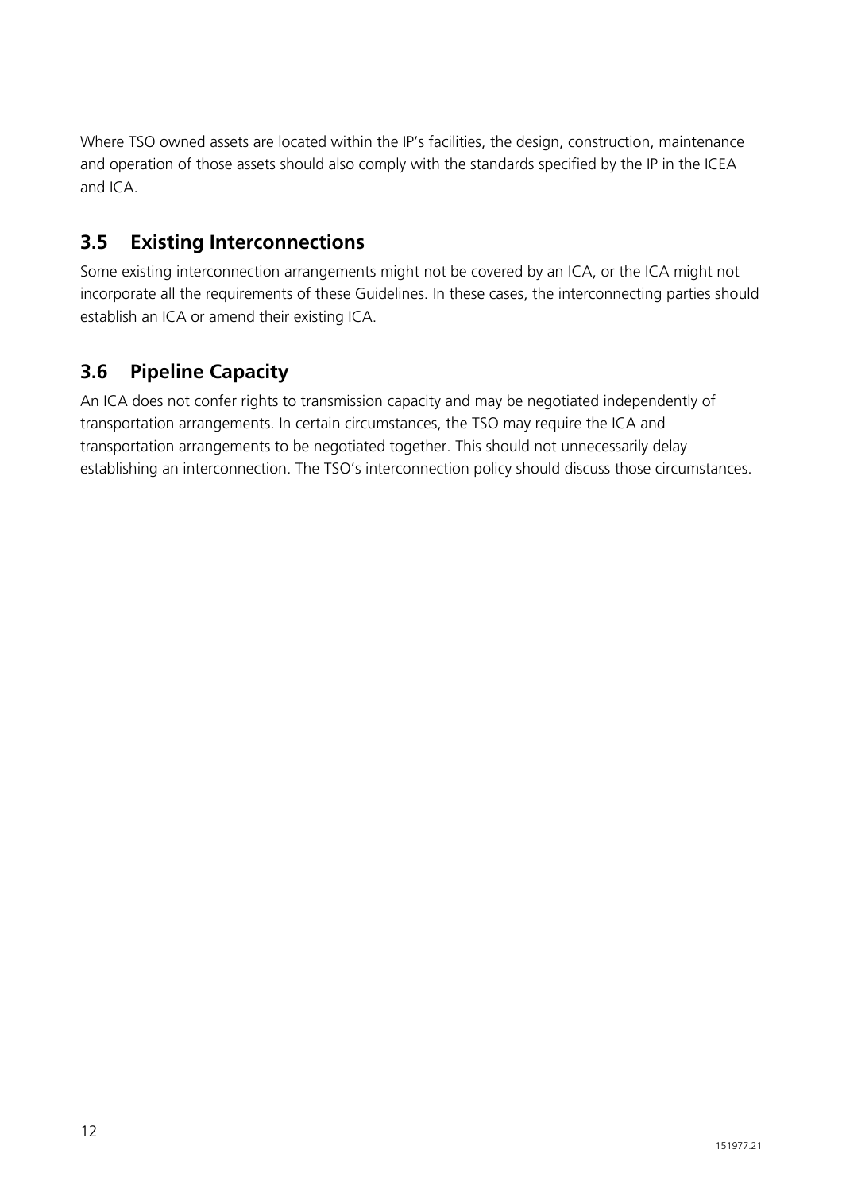Where TSO owned assets are located within the IP's facilities, the design, construction, maintenance and operation of those assets should also comply with the standards specified by the IP in the ICEA and ICA.

## 3.5 Existing Interconnections

Some existing interconnection arrangements might not be covered by an ICA, or the ICA might not incorporate all the requirements of these Guidelines. In these cases, the interconnecting parties should establish an ICA or amend their existing ICA.

## 3.6 Pipeline Capacity

An ICA does not confer rights to transmission capacity and may be negotiated independently of transportation arrangements. In certain circumstances, the TSO may require the ICA and transportation arrangements to be negotiated together. This should not unnecessarily delay establishing an interconnection. The TSO's interconnection policy should discuss those circumstances.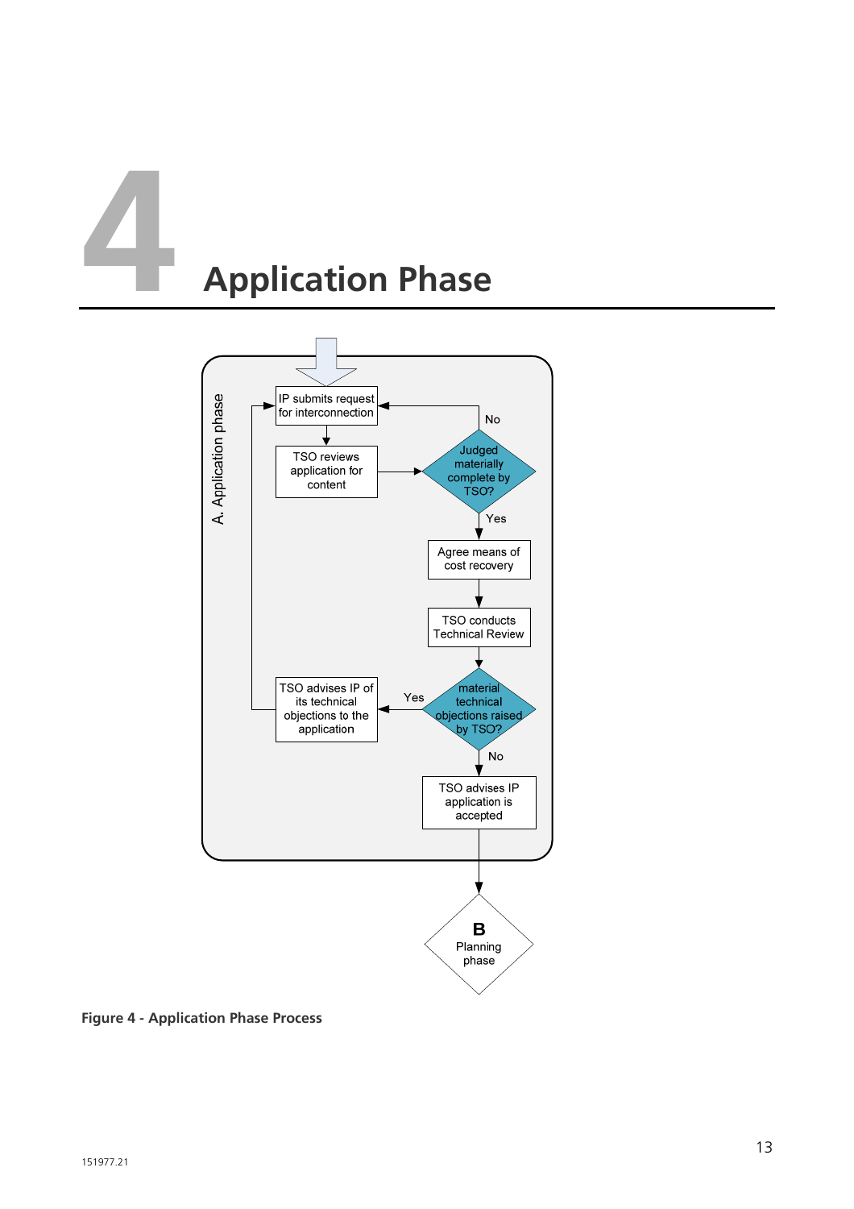# 4 Application Phase

A. Application phase

IP submits request for interconnection

TSO reviews application for content

Judged materially complete by TSO?

No

Yes

Agree means of cost recovery

TSO conducts Technical Review

material technical objections raised by TSO?

Yes

TSO advises IP of its technical objections to the application

No

TSO advises IP application is accepted

**B** Planning phase

**Figure 4 - Application Phase Process**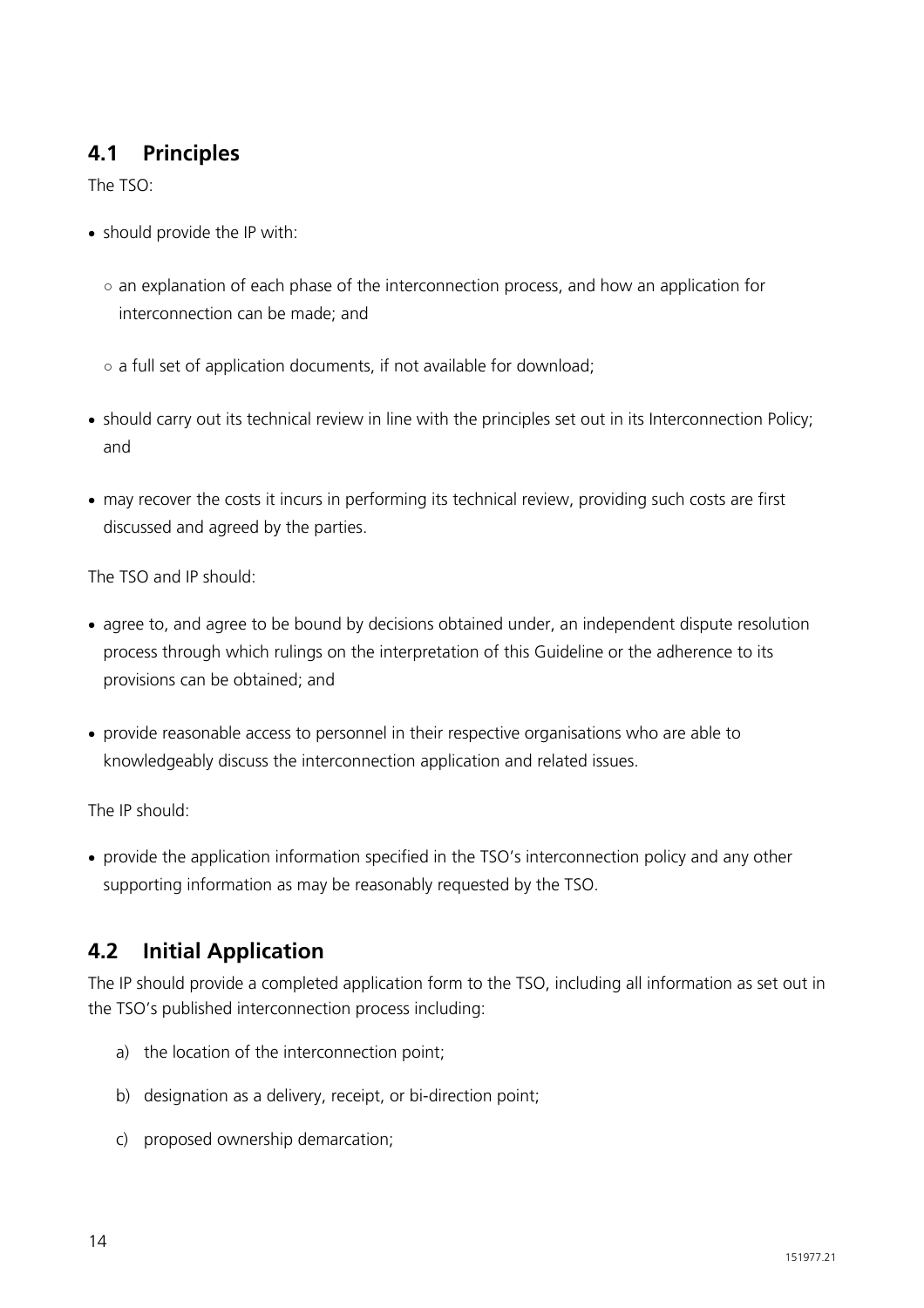## 4.1 Principles

The TSO:

- should provide the IP with:
  - an explanation of each phase of the interconnection process, and how an application for interconnection can be made; and
  - a full set of application documents, if not available for download;
- should carry out its technical review in line with the principles set out in its Interconnection Policy; and
- may recover the costs it incurs in performing its technical review, providing such costs are first discussed and agreed by the parties.

The TSO and IP should:

- agree to, and agree to be bound by decisions obtained under, an independent dispute resolution process through which rulings on the interpretation of this Guideline or the adherence to its provisions can be obtained; and
- provide reasonable access to personnel in their respective organisations who are able to knowledgeably discuss the interconnection application and related issues.

The IP should:

- provide the application information specified in the TSO's interconnection policy and any other supporting information as may be reasonably requested by the TSO.

## 4.2 Initial Application

The IP should provide a completed application form to the TSO, including all information as set out in the TSO's published interconnection process including:

a) the location of the interconnection point;

b) designation as a delivery, receipt, or bi-direction point;

c) proposed ownership demarcation;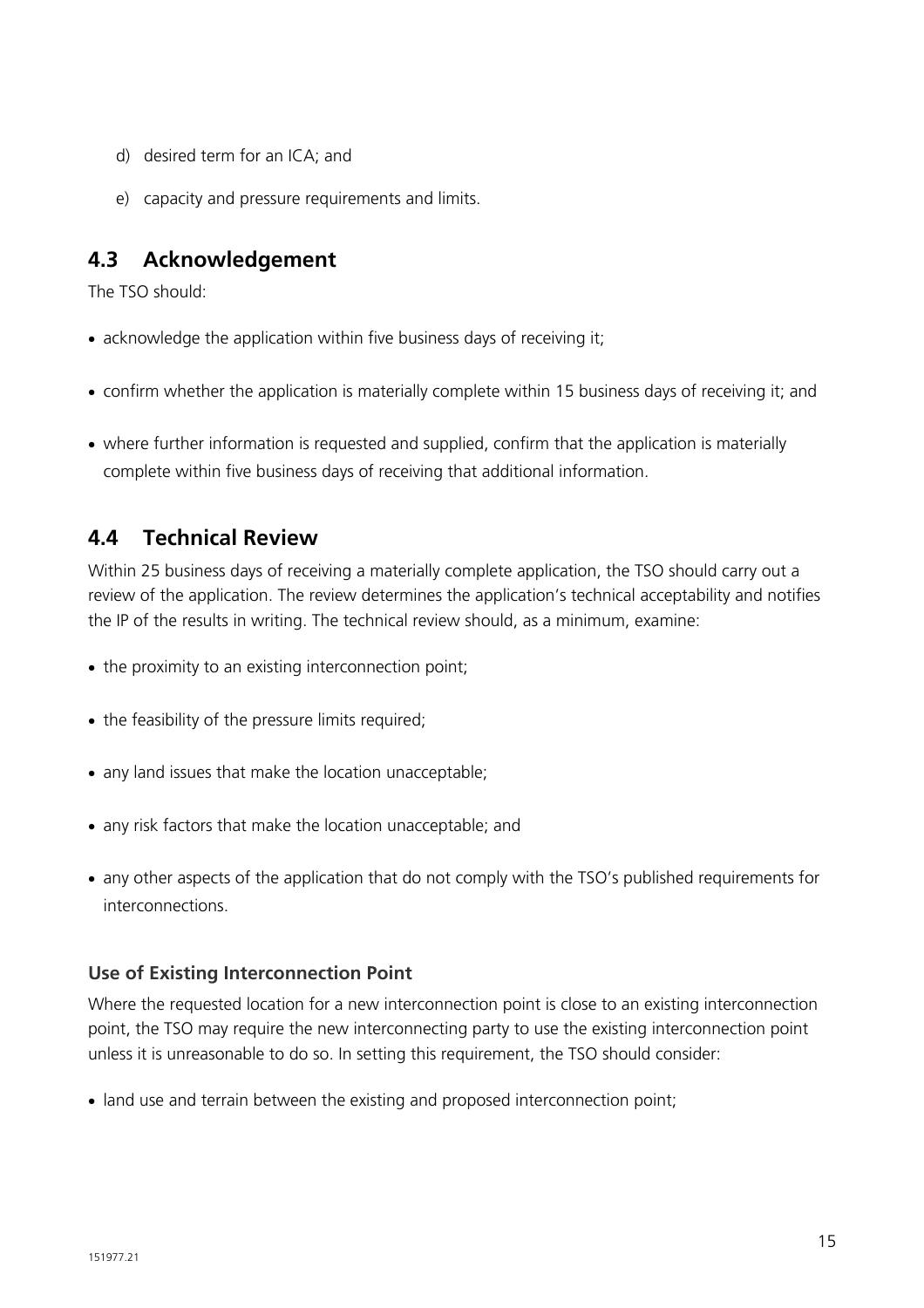d) desired term for an ICA; and

e) capacity and pressure requirements and limits.

## 4.3 Acknowledgement

The TSO should:

- acknowledge the application within five business days of receiving it;
- confirm whether the application is materially complete within 15 business days of receiving it; and
- where further information is requested and supplied, confirm that the application is materially complete within five business days of receiving that additional information.

## 4.4 Technical Review

Within 25 business days of receiving a materially complete application, the TSO should carry out a review of the application. The review determines the application's technical acceptability and notifies the IP of the results in writing. The technical review should, as a minimum, examine:

- the proximity to an existing interconnection point;
- the feasibility of the pressure limits required;
- any land issues that make the location unacceptable;
- any risk factors that make the location unacceptable; and
- any other aspects of the application that do not comply with the TSO's published requirements for interconnections.

### Use of Existing Interconnection Point

Where the requested location for a new interconnection point is close to an existing interconnection point, the TSO may require the new interconnecting party to use the existing interconnection point unless it is unreasonable to do so. In setting this requirement, the TSO should consider:

- land use and terrain between the existing and proposed interconnection point;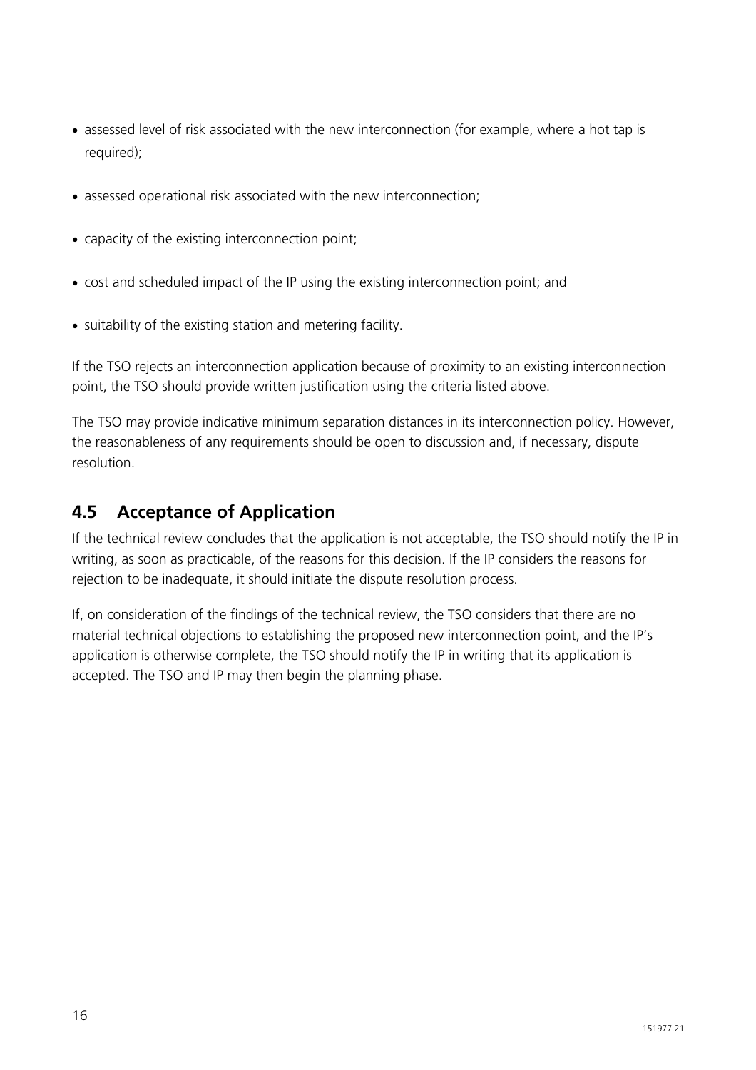- assessed level of risk associated with the new interconnection (for example, where a hot tap is required);
- assessed operational risk associated with the new interconnection;
- capacity of the existing interconnection point;
- cost and scheduled impact of the IP using the existing interconnection point; and
- suitability of the existing station and metering facility.

If the TSO rejects an interconnection application because of proximity to an existing interconnection point, the TSO should provide written justification using the criteria listed above.

The TSO may provide indicative minimum separation distances in its interconnection policy. However, the reasonableness of any requirements should be open to discussion and, if necessary, dispute resolution.

## 4.5 Acceptance of Application

If the technical review concludes that the application is not acceptable, the TSO should notify the IP in writing, as soon as practicable, of the reasons for this decision. If the IP considers the reasons for rejection to be inadequate, it should initiate the dispute resolution process.

If, on consideration of the findings of the technical review, the TSO considers that there are no material technical objections to establishing the proposed new interconnection point, and the IP's application is otherwise complete, the TSO should notify the IP in writing that its application is accepted. The TSO and IP may then begin the planning phase.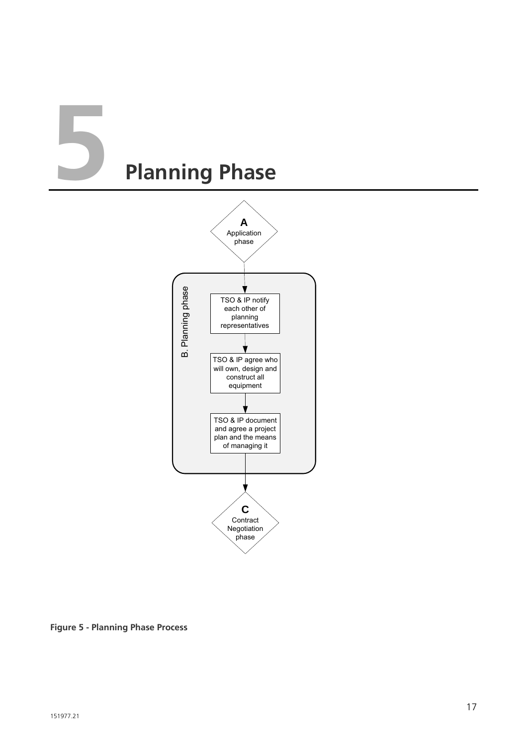# 5 Planning Phase

A
Application phase

B. Planning phase

TSO & IP notify each other of planning representatives

TSO & IP agree who will own, design and construct all equipment

TSO & IP document and agree a project plan and the means of managing it

C
Contract Negotiation phase

**Figure 5 - Planning Phase Process**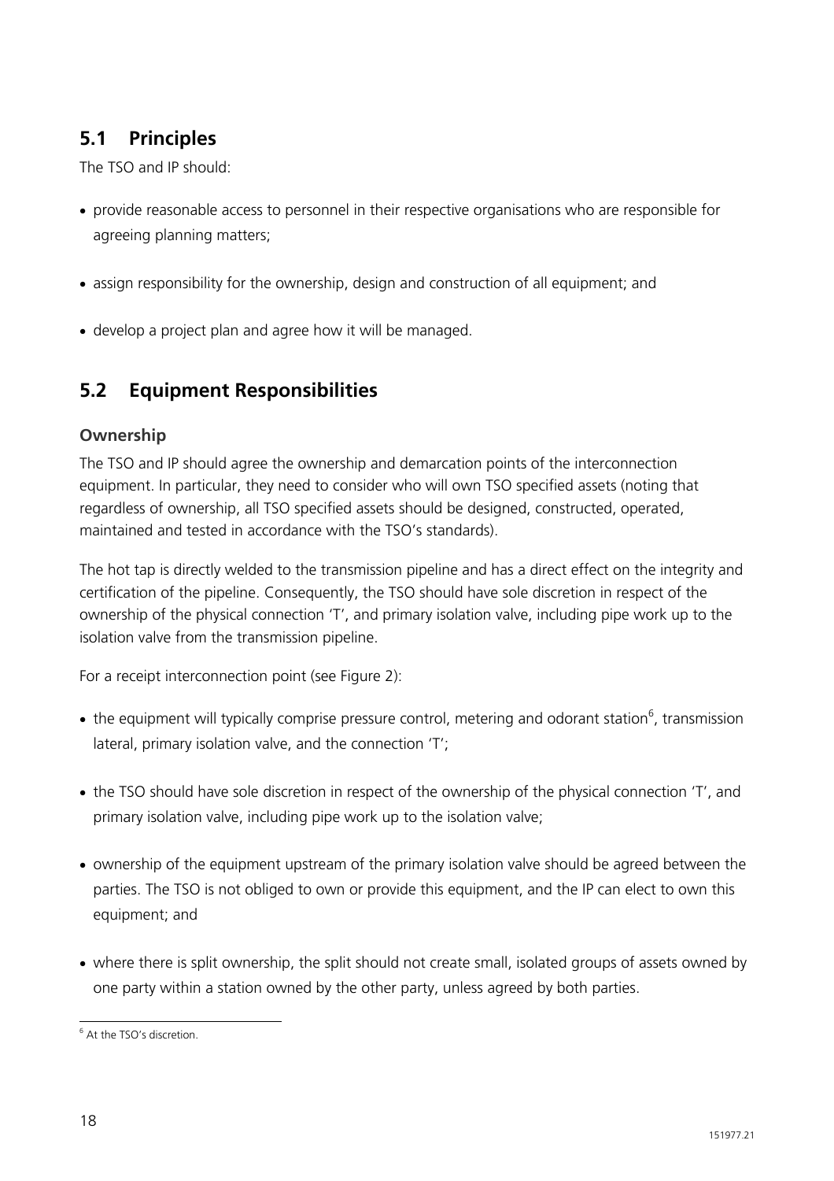## 5.1 Principles

The TSO and IP should:

- provide reasonable access to personnel in their respective organisations who are responsible for agreeing planning matters;
- assign responsibility for the ownership, design and construction of all equipment; and
- develop a project plan and agree how it will be managed.

## 5.2 Equipment Responsibilities

### Ownership

The TSO and IP should agree the ownership and demarcation points of the interconnection equipment. In particular, they need to consider who will own TSO specified assets (noting that regardless of ownership, all TSO specified assets should be designed, constructed, operated, maintained and tested in accordance with the TSO's standards).

The hot tap is directly welded to the transmission pipeline and has a direct effect on the integrity and certification of the pipeline. Consequently, the TSO should have sole discretion in respect of the ownership of the physical connection 'T', and primary isolation valve, including pipe work up to the isolation valve from the transmission pipeline.

For a receipt interconnection point (see Figure 2):

- the equipment will typically comprise pressure control, metering and odorant station[6], transmission lateral, primary isolation valve, and the connection 'T';
- the TSO should have sole discretion in respect of the ownership of the physical connection 'T', and primary isolation valve, including pipe work up to the isolation valve;
- ownership of the equipment upstream of the primary isolation valve should be agreed between the parties. The TSO is not obliged to own or provide this equipment, and the IP can elect to own this equipment; and
- where there is split ownership, the split should not create small, isolated groups of assets owned by one party within a station owned by the other party, unless agreed by both parties.

[6] At the TSO's discretion.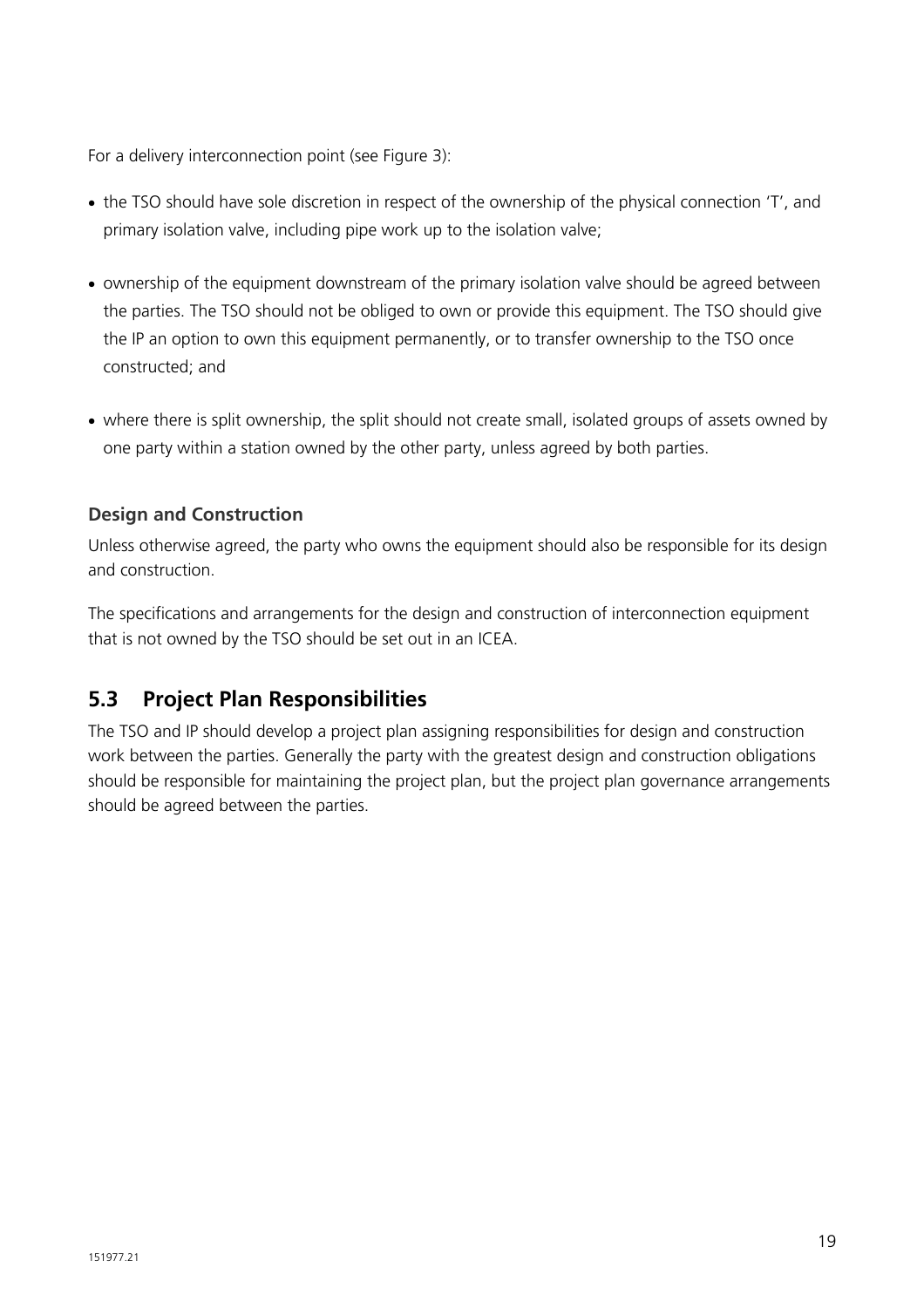For a delivery interconnection point (see Figure 3):

- the TSO should have sole discretion in respect of the ownership of the physical connection 'T', and primary isolation valve, including pipe work up to the isolation valve;
- ownership of the equipment downstream of the primary isolation valve should be agreed between the parties. The TSO should not be obliged to own or provide this equipment. The TSO should give the IP an option to own this equipment permanently, or to transfer ownership to the TSO once constructed; and
- where there is split ownership, the split should not create small, isolated groups of assets owned by one party within a station owned by the other party, unless agreed by both parties.

### Design and Construction

Unless otherwise agreed, the party who owns the equipment should also be responsible for its design and construction.

The specifications and arrangements for the design and construction of interconnection equipment that is not owned by the TSO should be set out in an ICEA.

## 5.3 Project Plan Responsibilities

The TSO and IP should develop a project plan assigning responsibilities for design and construction work between the parties. Generally the party with the greatest design and construction obligations should be responsible for maintaining the project plan, but the project plan governance arrangements should be agreed between the parties.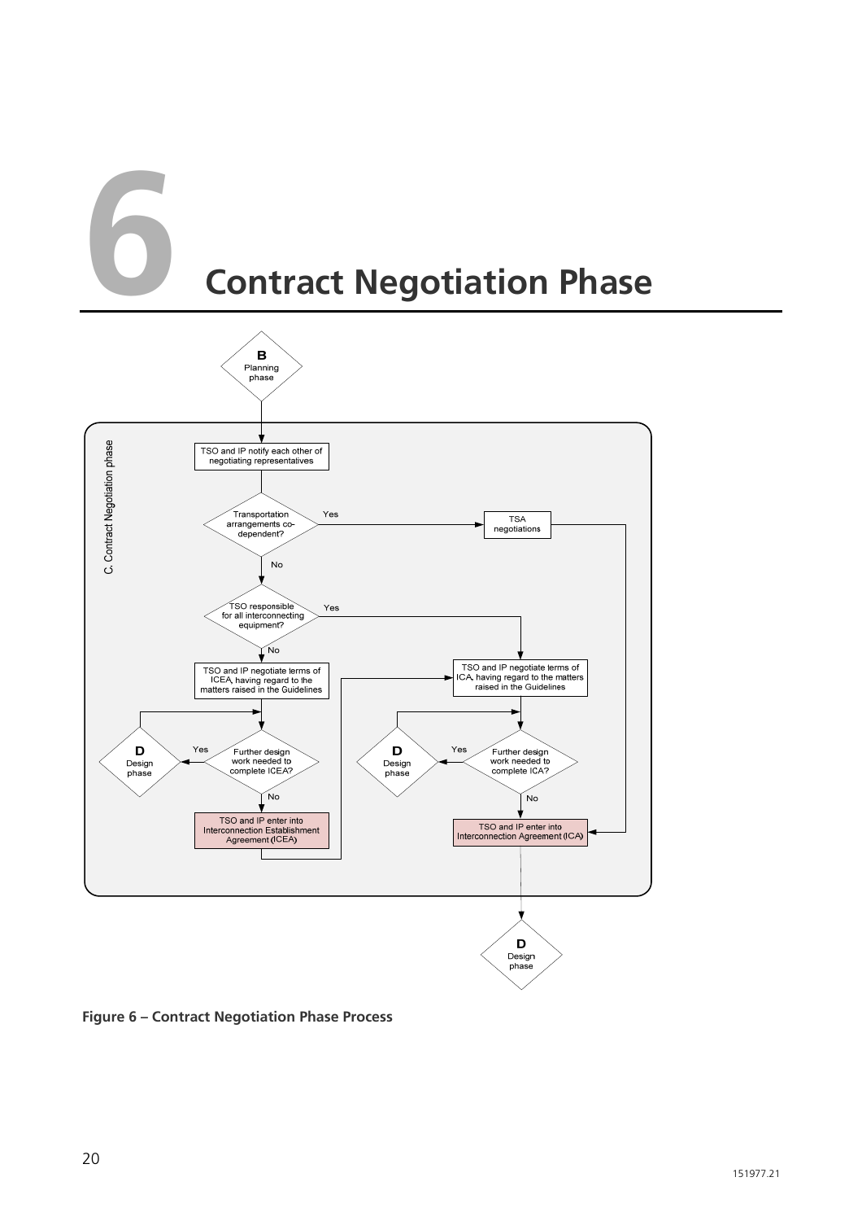# 6 Contract Negotiation Phase

**Figure 6 – Contract Negotiation Phase Process**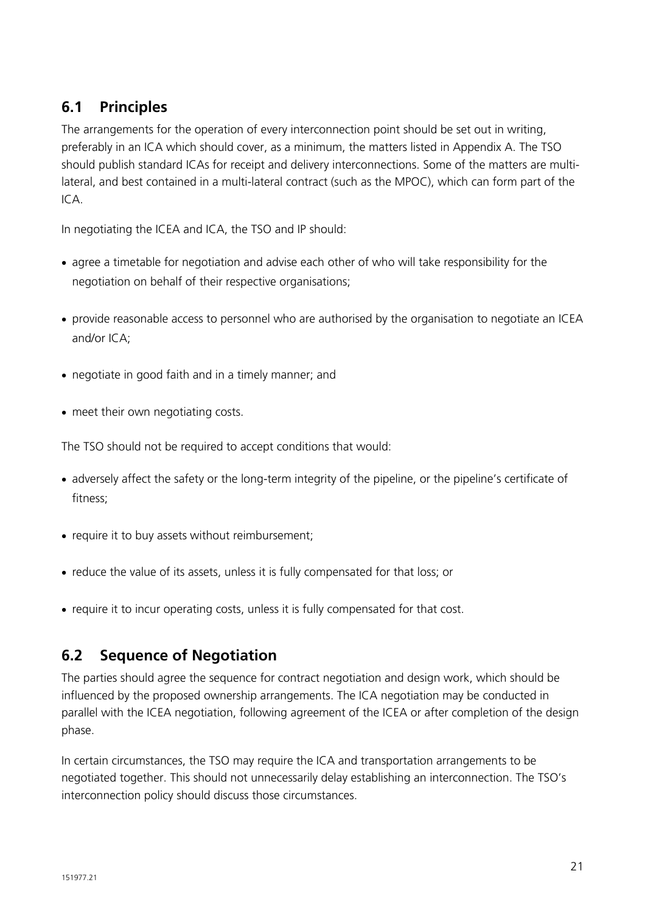## 6.1 Principles

The arrangements for the operation of every interconnection point should be set out in writing, preferably in an ICA which should cover, as a minimum, the matters listed in Appendix A. The TSO should publish standard ICAs for receipt and delivery interconnections. Some of the matters are multi-lateral, and best contained in a multi-lateral contract (such as the MPOC), which can form part of the ICA.

In negotiating the ICEA and ICA, the TSO and IP should:

- agree a timetable for negotiation and advise each other of who will take responsibility for the negotiation on behalf of their respective organisations;
- provide reasonable access to personnel who are authorised by the organisation to negotiate an ICEA and/or ICA;
- negotiate in good faith and in a timely manner; and
- meet their own negotiating costs.

The TSO should not be required to accept conditions that would:

- adversely affect the safety or the long-term integrity of the pipeline, or the pipeline's certificate of fitness;
- require it to buy assets without reimbursement;
- reduce the value of its assets, unless it is fully compensated for that loss; or
- require it to incur operating costs, unless it is fully compensated for that cost.

## 6.2 Sequence of Negotiation

The parties should agree the sequence for contract negotiation and design work, which should be influenced by the proposed ownership arrangements. The ICA negotiation may be conducted in parallel with the ICEA negotiation, following agreement of the ICEA or after completion of the design phase.

In certain circumstances, the TSO may require the ICA and transportation arrangements to be negotiated together. This should not unnecessarily delay establishing an interconnection. The TSO's interconnection policy should discuss those circumstances.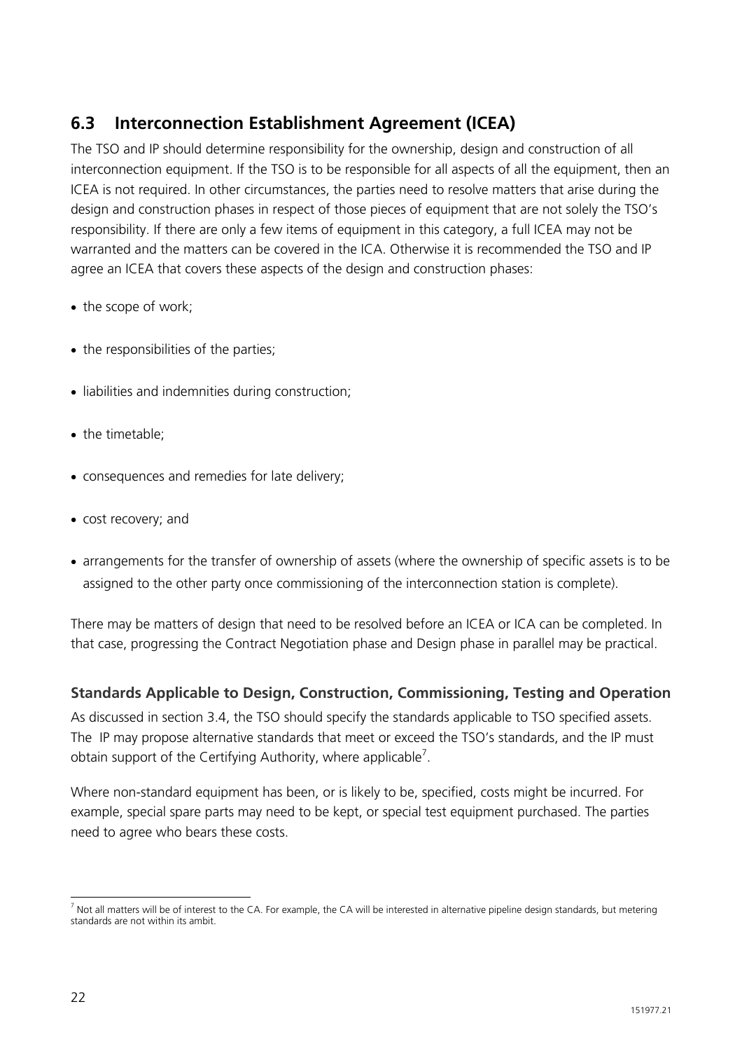## 6.3 Interconnection Establishment Agreement (ICEA)

The TSO and IP should determine responsibility for the ownership, design and construction of all interconnection equipment. If the TSO is to be responsible for all aspects of all the equipment, then an ICEA is not required. In other circumstances, the parties need to resolve matters that arise during the design and construction phases in respect of those pieces of equipment that are not solely the TSO's responsibility. If there are only a few items of equipment in this category, a full ICEA may not be warranted and the matters can be covered in the ICA. Otherwise it is recommended the TSO and IP agree an ICEA that covers these aspects of the design and construction phases:

- the scope of work;
- the responsibilities of the parties;
- liabilities and indemnities during construction;
- the timetable;
- consequences and remedies for late delivery;
- cost recovery; and
- arrangements for the transfer of ownership of assets (where the ownership of specific assets is to be assigned to the other party once commissioning of the interconnection station is complete).

There may be matters of design that need to be resolved before an ICEA or ICA can be completed. In that case, progressing the Contract Negotiation phase and Design phase in parallel may be practical.

### Standards Applicable to Design, Construction, Commissioning, Testing and Operation

As discussed in section 3.4, the TSO should specify the standards applicable to TSO specified assets. The IP may propose alternative standards that meet or exceed the TSO's standards, and the IP must obtain support of the Certifying Authority, where applicable[7].

Where non-standard equipment has been, or is likely to be, specified, costs might be incurred. For example, special spare parts may need to be kept, or special test equipment purchased. The parties need to agree who bears these costs.

[7] Not all matters will be of interest to the CA. For example, the CA will be interested in alternative pipeline design standards, but metering standards are not within its ambit.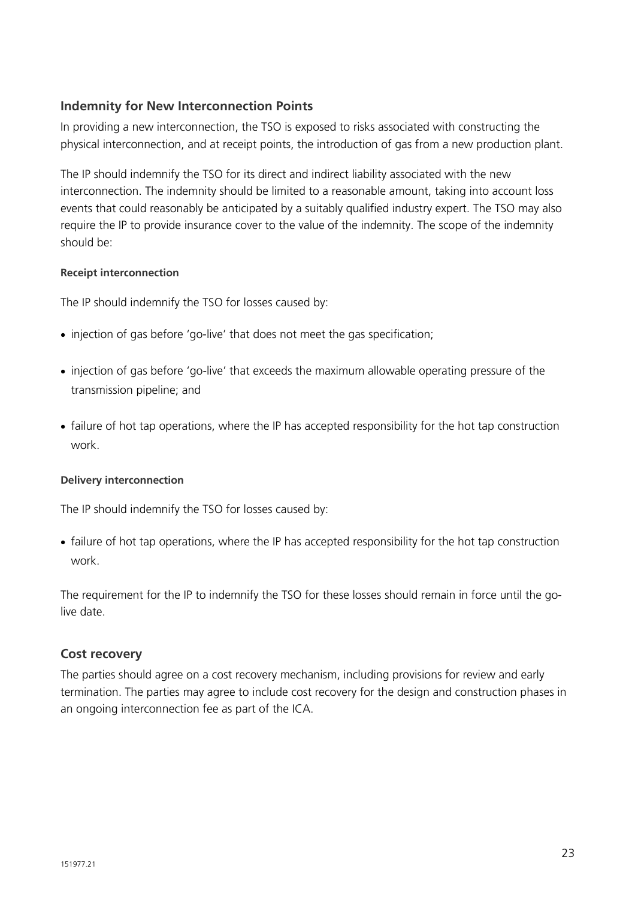## Indemnity for New Interconnection Points

In providing a new interconnection, the TSO is exposed to risks associated with constructing the physical interconnection, and at receipt points, the introduction of gas from a new production plant.

The IP should indemnify the TSO for its direct and indirect liability associated with the new interconnection. The indemnity should be limited to a reasonable amount, taking into account loss events that could reasonably be anticipated by a suitably qualified industry expert. The TSO may also require the IP to provide insurance cover to the value of the indemnity. The scope of the indemnity should be:

#### Receipt interconnection

The IP should indemnify the TSO for losses caused by:

- injection of gas before 'go-live' that does not meet the gas specification;
- injection of gas before 'go-live' that exceeds the maximum allowable operating pressure of the transmission pipeline; and
- failure of hot tap operations, where the IP has accepted responsibility for the hot tap construction work.

#### Delivery interconnection

The IP should indemnify the TSO for losses caused by:

- failure of hot tap operations, where the IP has accepted responsibility for the hot tap construction work.

The requirement for the IP to indemnify the TSO for these losses should remain in force until the go-live date.

## Cost recovery

The parties should agree on a cost recovery mechanism, including provisions for review and early termination. The parties may agree to include cost recovery for the design and construction phases in an ongoing interconnection fee as part of the ICA.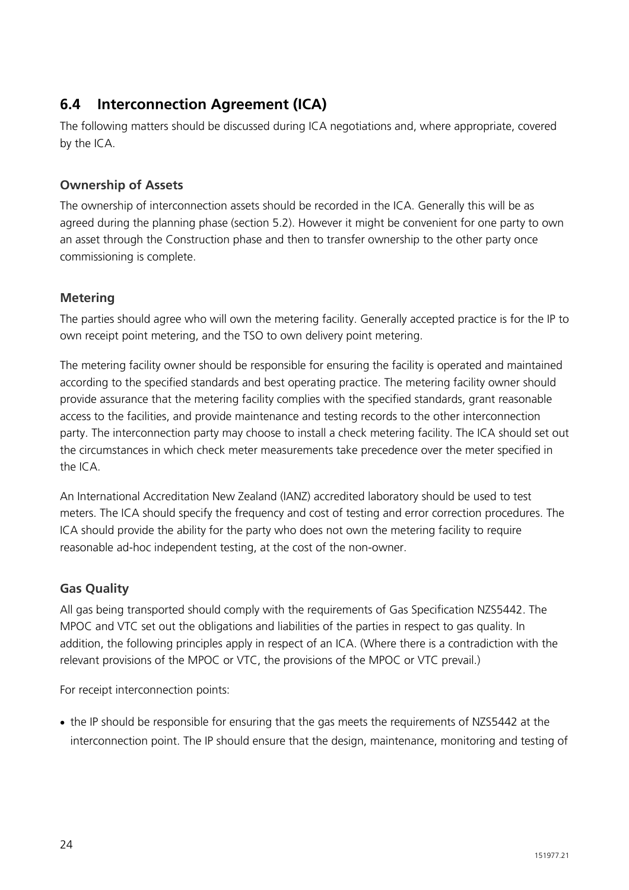## 6.4 Interconnection Agreement (ICA)

The following matters should be discussed during ICA negotiations and, where appropriate, covered by the ICA.

### Ownership of Assets

The ownership of interconnection assets should be recorded in the ICA. Generally this will be as agreed during the planning phase (section 5.2). However it might be convenient for one party to own an asset through the Construction phase and then to transfer ownership to the other party once commissioning is complete.

### Metering

The parties should agree who will own the metering facility. Generally accepted practice is for the IP to own receipt point metering, and the TSO to own delivery point metering.

The metering facility owner should be responsible for ensuring the facility is operated and maintained according to the specified standards and best operating practice. The metering facility owner should provide assurance that the metering facility complies with the specified standards, grant reasonable access to the facilities, and provide maintenance and testing records to the other interconnection party. The interconnection party may choose to install a check metering facility. The ICA should set out the circumstances in which check meter measurements take precedence over the meter specified in the ICA.

An International Accreditation New Zealand (IANZ) accredited laboratory should be used to test meters. The ICA should specify the frequency and cost of testing and error correction procedures. The ICA should provide the ability for the party who does not own the metering facility to require reasonable ad-hoc independent testing, at the cost of the non-owner.

### Gas Quality

All gas being transported should comply with the requirements of Gas Specification NZS5442. The MPOC and VTC set out the obligations and liabilities of the parties in respect to gas quality. In addition, the following principles apply in respect of an ICA. (Where there is a contradiction with the relevant provisions of the MPOC or VTC, the provisions of the MPOC or VTC prevail.)

For receipt interconnection points:

- the IP should be responsible for ensuring that the gas meets the requirements of NZS5442 at the interconnection point. The IP should ensure that the design, maintenance, monitoring and testing of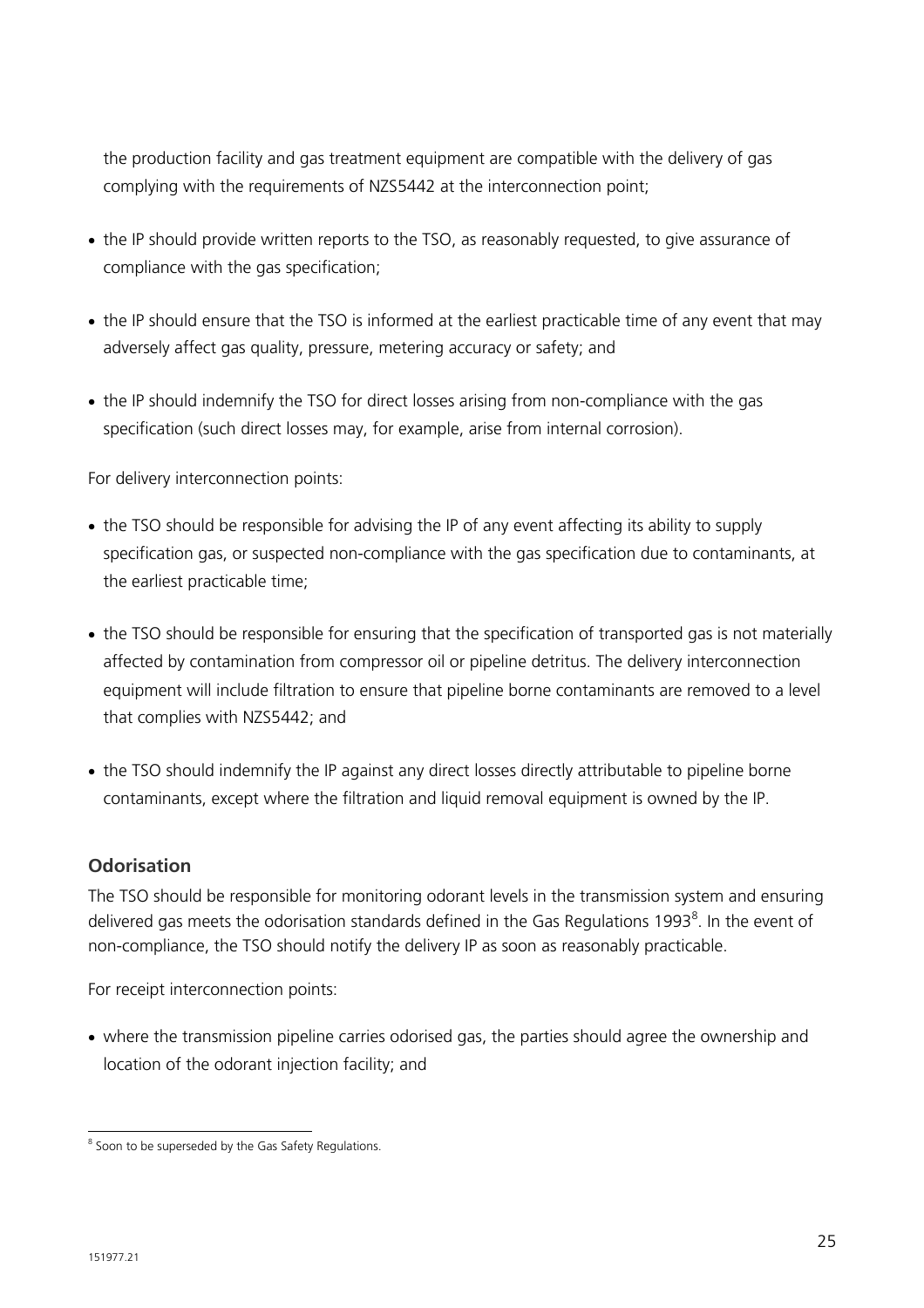the production facility and gas treatment equipment are compatible with the delivery of gas complying with the requirements of NZS5442 at the interconnection point;

- the IP should provide written reports to the TSO, as reasonably requested, to give assurance of compliance with the gas specification;
- the IP should ensure that the TSO is informed at the earliest practicable time of any event that may adversely affect gas quality, pressure, metering accuracy or safety; and
- the IP should indemnify the TSO for direct losses arising from non-compliance with the gas specification (such direct losses may, for example, arise from internal corrosion).

For delivery interconnection points:

- the TSO should be responsible for advising the IP of any event affecting its ability to supply specification gas, or suspected non-compliance with the gas specification due to contaminants, at the earliest practicable time;
- the TSO should be responsible for ensuring that the specification of transported gas is not materially affected by contamination from compressor oil or pipeline detritus. The delivery interconnection equipment will include filtration to ensure that pipeline borne contaminants are removed to a level that complies with NZS5442; and
- the TSO should indemnify the IP against any direct losses directly attributable to pipeline borne contaminants, except where the filtration and liquid removal equipment is owned by the IP.

### Odorisation

The TSO should be responsible for monitoring odorant levels in the transmission system and ensuring delivered gas meets the odorisation standards defined in the Gas Regulations 1993[8]. In the event of non-compliance, the TSO should notify the delivery IP as soon as reasonably practicable.

For receipt interconnection points:

- where the transmission pipeline carries odorised gas, the parties should agree the ownership and location of the odorant injection facility; and

[8] Soon to be superseded by the Gas Safety Regulations.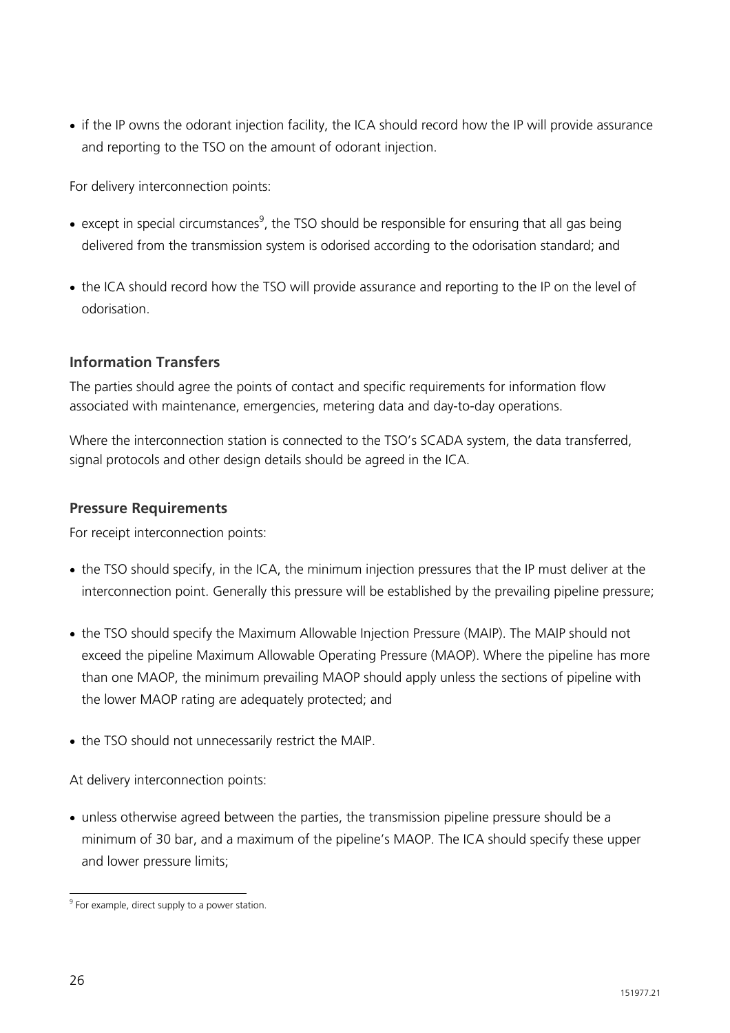- if the IP owns the odorant injection facility, the ICA should record how the IP will provide assurance and reporting to the TSO on the amount of odorant injection.

For delivery interconnection points:

- except in special circumstances[9], the TSO should be responsible for ensuring that all gas being delivered from the transmission system is odorised according to the odorisation standard; and
- the ICA should record how the TSO will provide assurance and reporting to the IP on the level of odorisation.

### Information Transfers

The parties should agree the points of contact and specific requirements for information flow associated with maintenance, emergencies, metering data and day-to-day operations.

Where the interconnection station is connected to the TSO's SCADA system, the data transferred, signal protocols and other design details should be agreed in the ICA.

### Pressure Requirements

For receipt interconnection points:

- the TSO should specify, in the ICA, the minimum injection pressures that the IP must deliver at the interconnection point. Generally this pressure will be established by the prevailing pipeline pressure;
- the TSO should specify the Maximum Allowable Injection Pressure (MAIP). The MAIP should not exceed the pipeline Maximum Allowable Operating Pressure (MAOP). Where the pipeline has more than one MAOP, the minimum prevailing MAOP should apply unless the sections of pipeline with the lower MAOP rating are adequately protected; and
- the TSO should not unnecessarily restrict the MAIP.

At delivery interconnection points:

- unless otherwise agreed between the parties, the transmission pipeline pressure should be a minimum of 30 bar, and a maximum of the pipeline's MAOP. The ICA should specify these upper and lower pressure limits;

---

[9] For example, direct supply to a power station.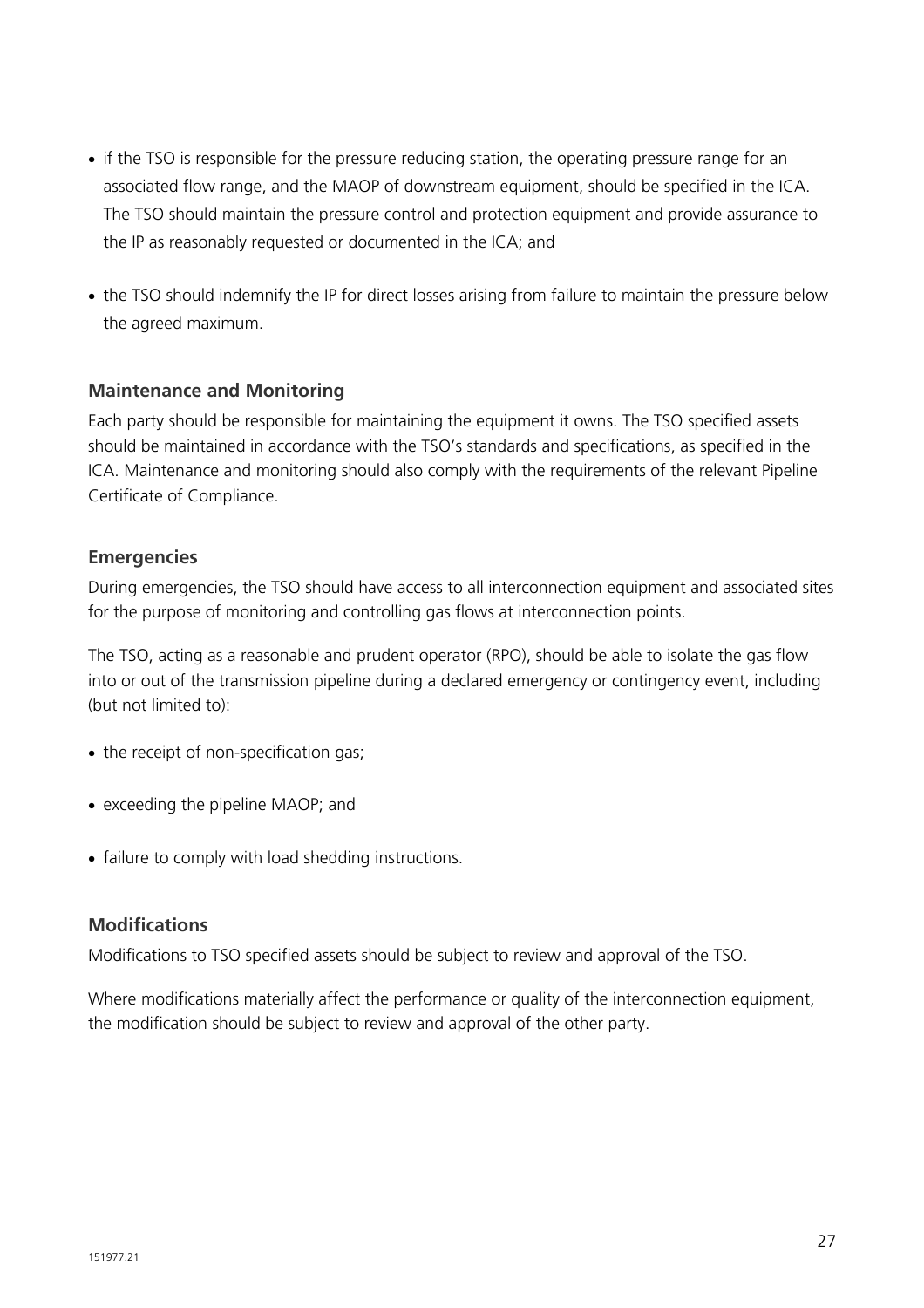- if the TSO is responsible for the pressure reducing station, the operating pressure range for an associated flow range, and the MAOP of downstream equipment, should be specified in the ICA. The TSO should maintain the pressure control and protection equipment and provide assurance to the IP as reasonably requested or documented in the ICA; and
- the TSO should indemnify the IP for direct losses arising from failure to maintain the pressure below the agreed maximum.

### Maintenance and Monitoring

Each party should be responsible for maintaining the equipment it owns. The TSO specified assets should be maintained in accordance with the TSO's standards and specifications, as specified in the ICA. Maintenance and monitoring should also comply with the requirements of the relevant Pipeline Certificate of Compliance.

### Emergencies

During emergencies, the TSO should have access to all interconnection equipment and associated sites for the purpose of monitoring and controlling gas flows at interconnection points.

The TSO, acting as a reasonable and prudent operator (RPO), should be able to isolate the gas flow into or out of the transmission pipeline during a declared emergency or contingency event, including (but not limited to):

- the receipt of non-specification gas;
- exceeding the pipeline MAOP; and
- failure to comply with load shedding instructions.

### Modifications

Modifications to TSO specified assets should be subject to review and approval of the TSO.

Where modifications materially affect the performance or quality of the interconnection equipment, the modification should be subject to review and approval of the other party.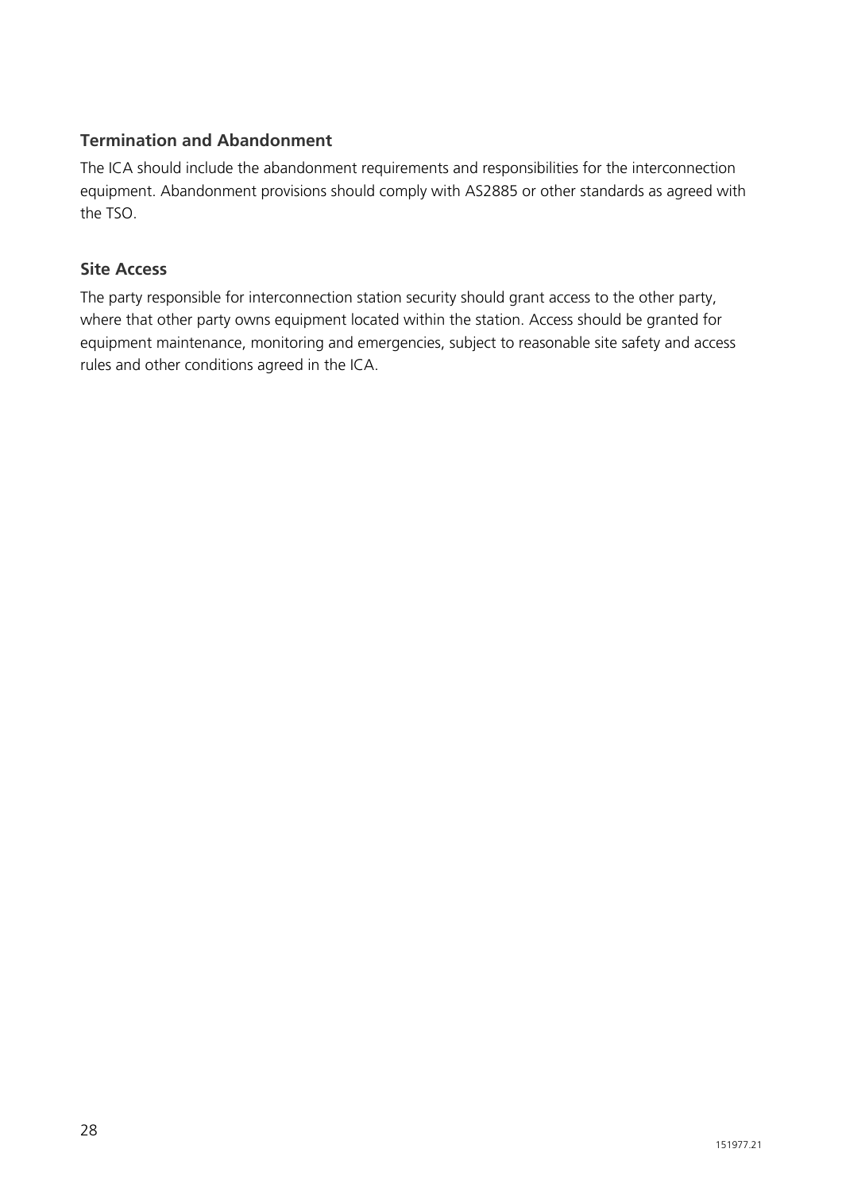### Termination and Abandonment

The ICA should include the abandonment requirements and responsibilities for the interconnection equipment. Abandonment provisions should comply with AS2885 or other standards as agreed with the TSO.

### Site Access

The party responsible for interconnection station security should grant access to the other party, where that other party owns equipment located within the station. Access should be granted for equipment maintenance, monitoring and emergencies, subject to reasonable site safety and access rules and other conditions agreed in the ICA.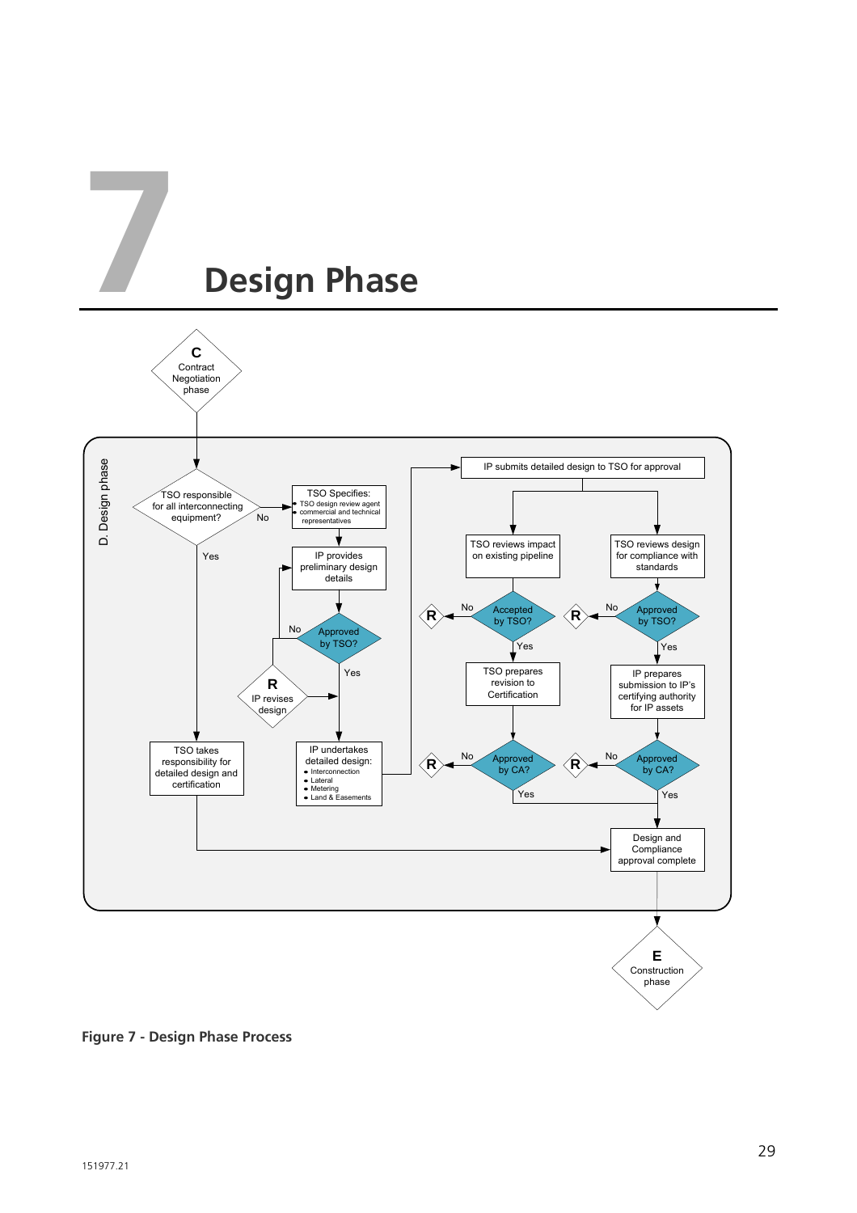# 7 Design Phase

**C** Contract Negotiation phase

D. Design phase

- TSO responsible for all interconnecting equipment?
  - Yes → TSO takes responsibility for detailed design and certification → Design and Compliance approval complete
  - No → TSO Specifies:
    - TSO design review agent
    - commercial and technical representatives
- IP provides preliminary design details
- Approved by TSO?
  - No → **R** IP revises design
  - Yes → IP undertakes detailed design:
    - Interconnection
    - Lateral
    - Metering
    - Land & Easements
- IP submits detailed design to TSO for approval
  - TSO reviews impact on existing pipeline
    - Accepted by TSO?
      - No → **R**
      - Yes → TSO prepares revision to Certification
    - Approved by CA?
      - No → **R**
      - Yes
  - TSO reviews design for compliance with standards
    - Approved by TSO?
      - No → **R**
      - Yes → IP prepares submission to IP's certifying authority for IP assets
    - Approved by CA?
      - No → **R**
      - Yes
- Design and Compliance approval complete

**E** Construction phase

**Figure 7 - Design Phase Process**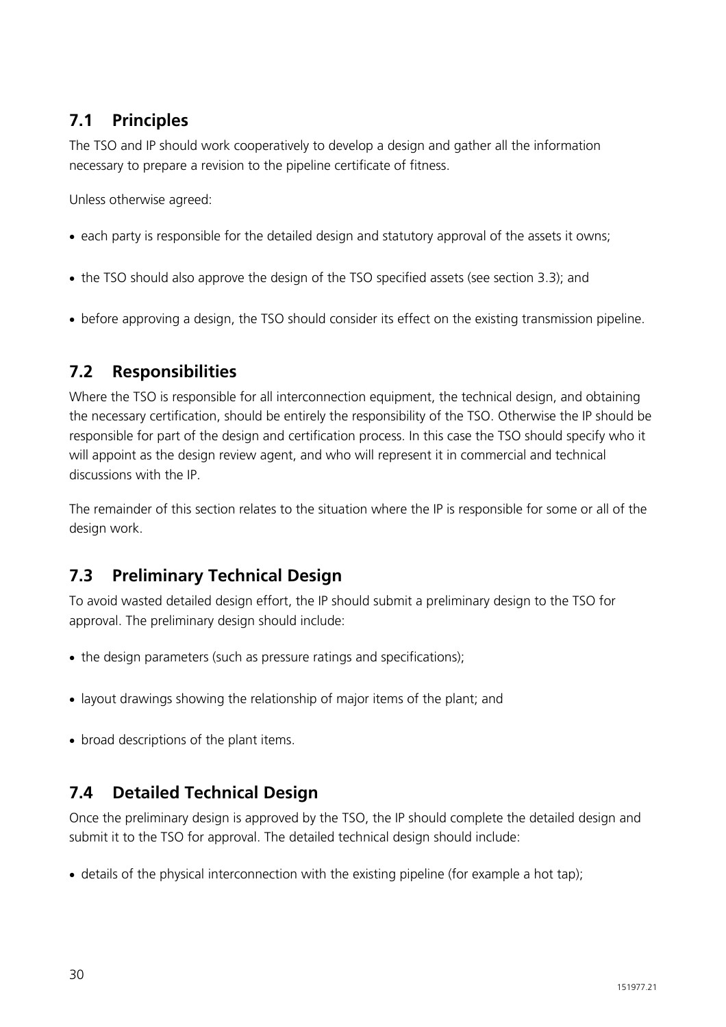## 7.1 Principles

The TSO and IP should work cooperatively to develop a design and gather all the information necessary to prepare a revision to the pipeline certificate of fitness.

Unless otherwise agreed:

- each party is responsible for the detailed design and statutory approval of the assets it owns;
- the TSO should also approve the design of the TSO specified assets (see section 3.3); and
- before approving a design, the TSO should consider its effect on the existing transmission pipeline.

## 7.2 Responsibilities

Where the TSO is responsible for all interconnection equipment, the technical design, and obtaining the necessary certification, should be entirely the responsibility of the TSO. Otherwise the IP should be responsible for part of the design and certification process. In this case the TSO should specify who it will appoint as the design review agent, and who will represent it in commercial and technical discussions with the IP.

The remainder of this section relates to the situation where the IP is responsible for some or all of the design work.

## 7.3 Preliminary Technical Design

To avoid wasted detailed design effort, the IP should submit a preliminary design to the TSO for approval. The preliminary design should include:

- the design parameters (such as pressure ratings and specifications);
- layout drawings showing the relationship of major items of the plant; and
- broad descriptions of the plant items.

## 7.4 Detailed Technical Design

Once the preliminary design is approved by the TSO, the IP should complete the detailed design and submit it to the TSO for approval. The detailed technical design should include:

- details of the physical interconnection with the existing pipeline (for example a hot tap);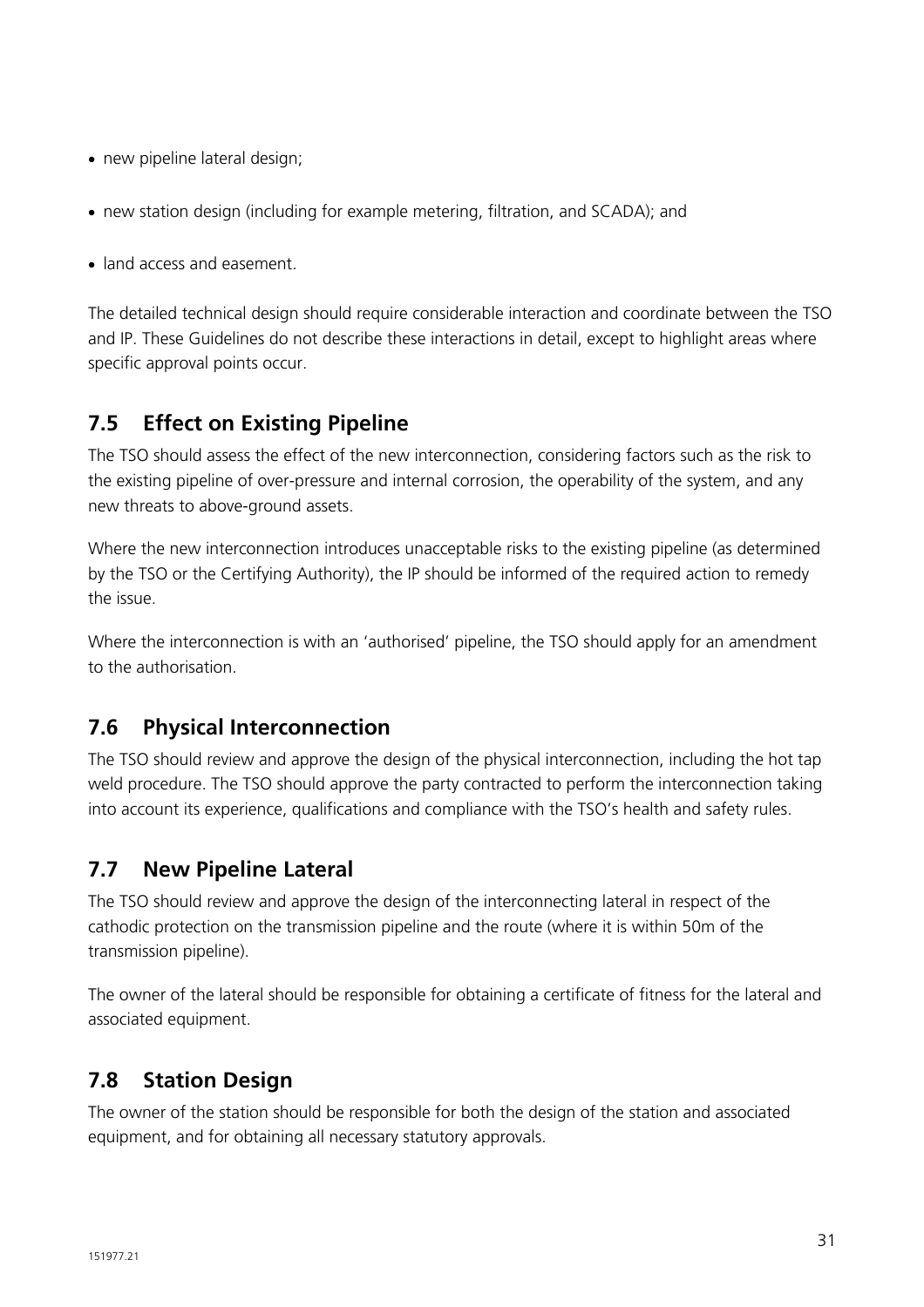- new pipeline lateral design;
- new station design (including for example metering, filtration, and SCADA); and
- land access and easement.

The detailed technical design should require considerable interaction and coordinate between the TSO and IP. These Guidelines do not describe these interactions in detail, except to highlight areas where specific approval points occur.

## 7.5 Effect on Existing Pipeline

The TSO should assess the effect of the new interconnection, considering factors such as the risk to the existing pipeline of over-pressure and internal corrosion, the operability of the system, and any new threats to above-ground assets.

Where the new interconnection introduces unacceptable risks to the existing pipeline (as determined by the TSO or the Certifying Authority), the IP should be informed of the required action to remedy the issue.

Where the interconnection is with an 'authorised' pipeline, the TSO should apply for an amendment to the authorisation.

## 7.6 Physical Interconnection

The TSO should review and approve the design of the physical interconnection, including the hot tap weld procedure. The TSO should approve the party contracted to perform the interconnection taking into account its experience, qualifications and compliance with the TSO's health and safety rules.

## 7.7 New Pipeline Lateral

The TSO should review and approve the design of the interconnecting lateral in respect of the cathodic protection on the transmission pipeline and the route (where it is within 50m of the transmission pipeline).

The owner of the lateral should be responsible for obtaining a certificate of fitness for the lateral and associated equipment.

## 7.8 Station Design

The owner of the station should be responsible for both the design of the station and associated equipment, and for obtaining all necessary statutory approvals.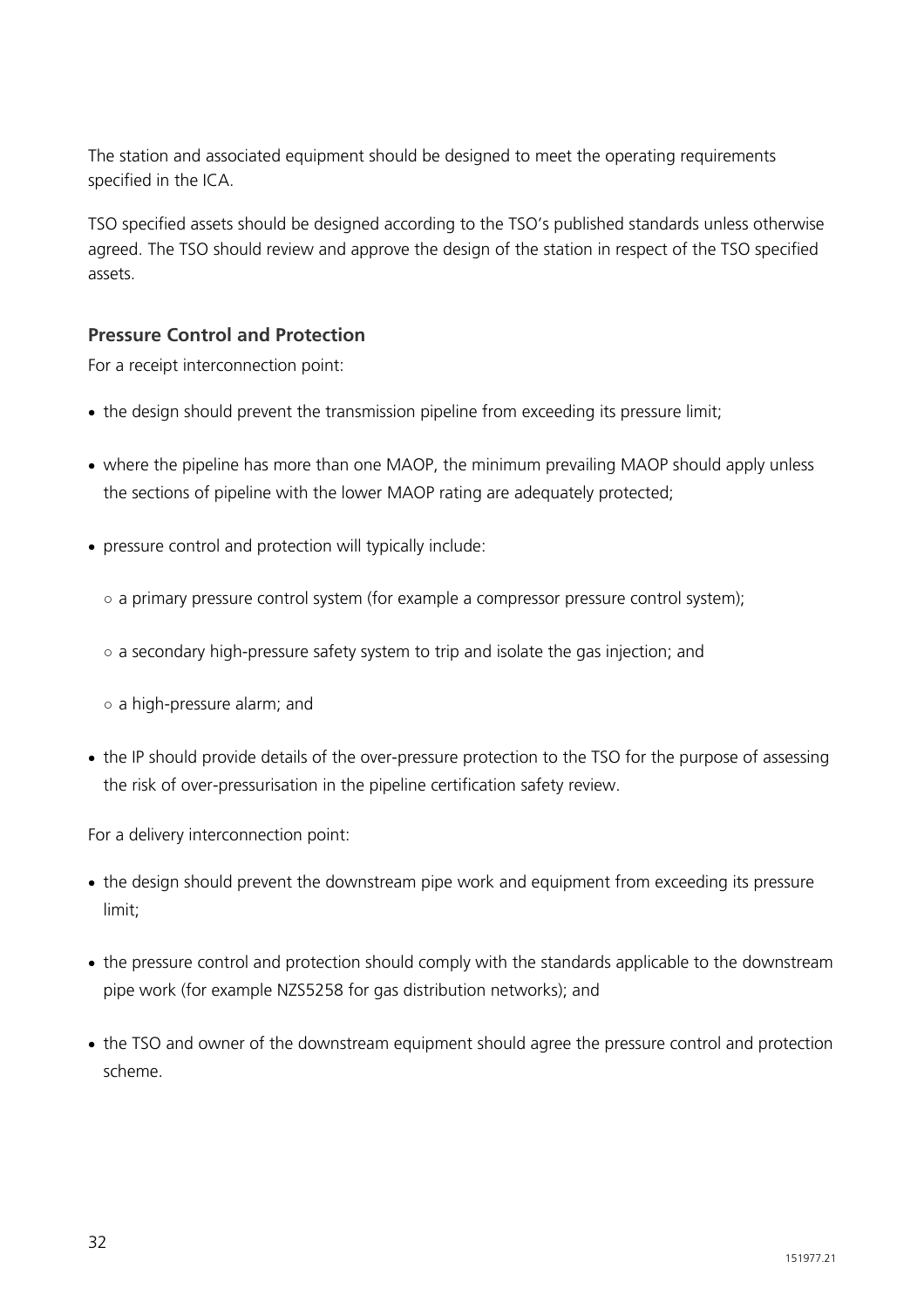The station and associated equipment should be designed to meet the operating requirements specified in the ICA.

TSO specified assets should be designed according to the TSO's published standards unless otherwise agreed. The TSO should review and approve the design of the station in respect of the TSO specified assets.

### Pressure Control and Protection

For a receipt interconnection point:

- the design should prevent the transmission pipeline from exceeding its pressure limit;
- where the pipeline has more than one MAOP, the minimum prevailing MAOP should apply unless the sections of pipeline with the lower MAOP rating are adequately protected;
- pressure control and protection will typically include:
  - a primary pressure control system (for example a compressor pressure control system);
  - a secondary high-pressure safety system to trip and isolate the gas injection; and
  - a high-pressure alarm; and
- the IP should provide details of the over-pressure protection to the TSO for the purpose of assessing the risk of over-pressurisation in the pipeline certification safety review.

For a delivery interconnection point:

- the design should prevent the downstream pipe work and equipment from exceeding its pressure limit;
- the pressure control and protection should comply with the standards applicable to the downstream pipe work (for example NZS5258 for gas distribution networks); and
- the TSO and owner of the downstream equipment should agree the pressure control and protection scheme.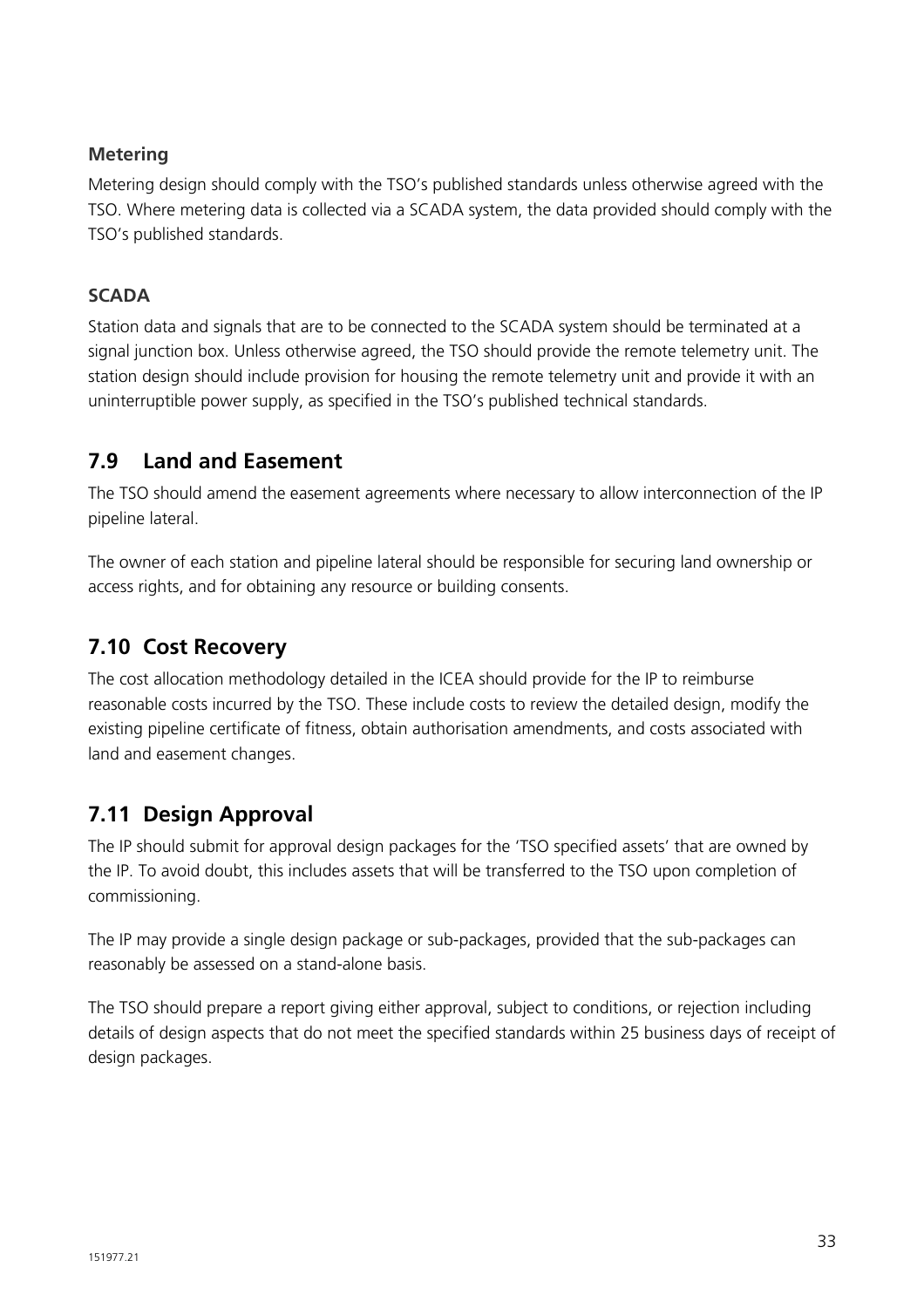#### Metering

Metering design should comply with the TSO's published standards unless otherwise agreed with the TSO. Where metering data is collected via a SCADA system, the data provided should comply with the TSO's published standards.

#### SCADA

Station data and signals that are to be connected to the SCADA system should be terminated at a signal junction box. Unless otherwise agreed, the TSO should provide the remote telemetry unit. The station design should include provision for housing the remote telemetry unit and provide it with an uninterruptible power supply, as specified in the TSO's published technical standards.

## 7.9 Land and Easement

The TSO should amend the easement agreements where necessary to allow interconnection of the IP pipeline lateral.

The owner of each station and pipeline lateral should be responsible for securing land ownership or access rights, and for obtaining any resource or building consents.

## 7.10 Cost Recovery

The cost allocation methodology detailed in the ICEA should provide for the IP to reimburse reasonable costs incurred by the TSO. These include costs to review the detailed design, modify the existing pipeline certificate of fitness, obtain authorisation amendments, and costs associated with land and easement changes.

## 7.11 Design Approval

The IP should submit for approval design packages for the 'TSO specified assets' that are owned by the IP. To avoid doubt, this includes assets that will be transferred to the TSO upon completion of commissioning.

The IP may provide a single design package or sub-packages, provided that the sub-packages can reasonably be assessed on a stand-alone basis.

The TSO should prepare a report giving either approval, subject to conditions, or rejection including details of design aspects that do not meet the specified standards within 25 business days of receipt of design packages.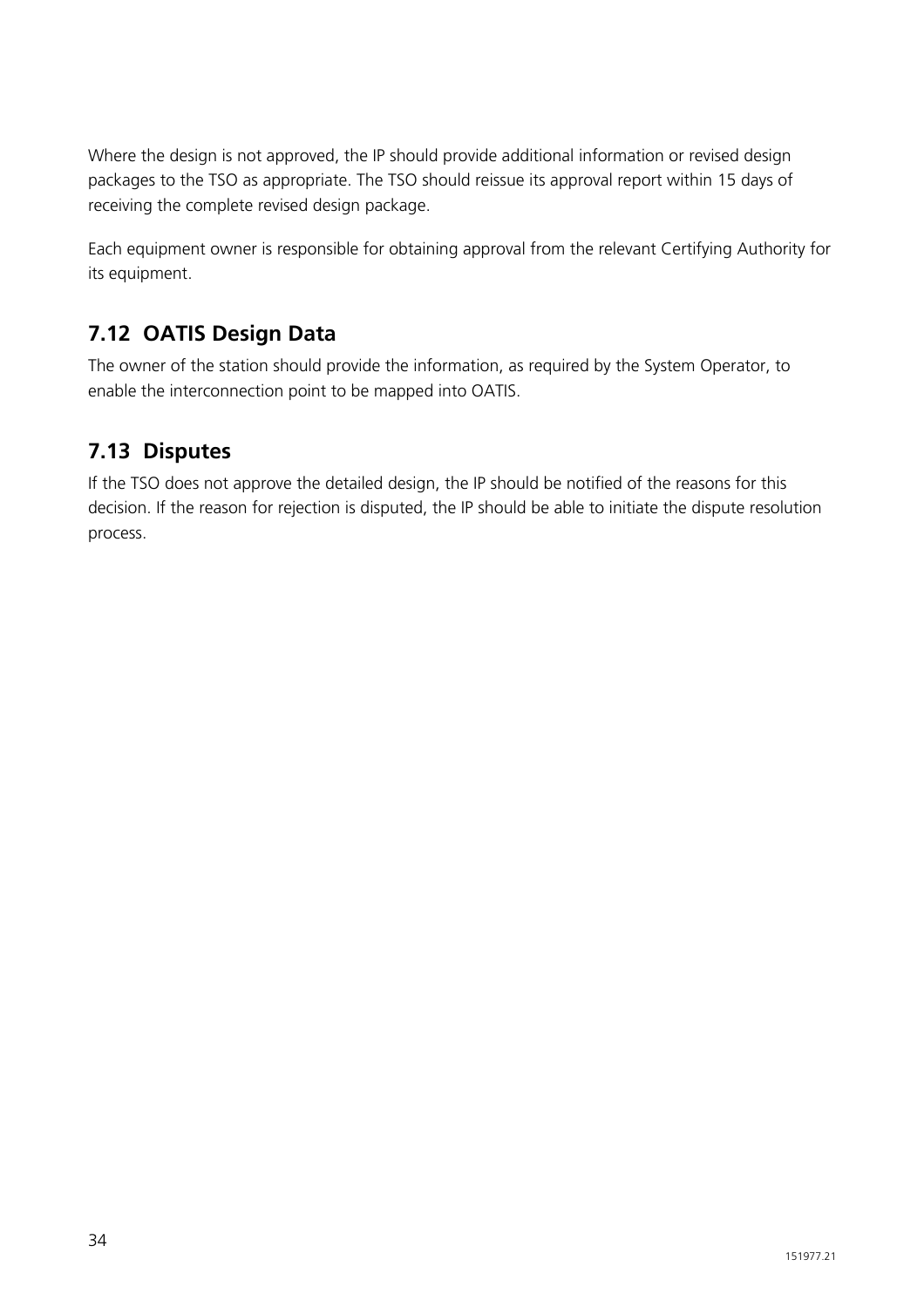Where the design is not approved, the IP should provide additional information or revised design packages to the TSO as appropriate. The TSO should reissue its approval report within 15 days of receiving the complete revised design package.

Each equipment owner is responsible for obtaining approval from the relevant Certifying Authority for its equipment.

## 7.12 OATIS Design Data

The owner of the station should provide the information, as required by the System Operator, to enable the interconnection point to be mapped into OATIS.

## 7.13 Disputes

If the TSO does not approve the detailed design, the IP should be notified of the reasons for this decision. If the reason for rejection is disputed, the IP should be able to initiate the dispute resolution process.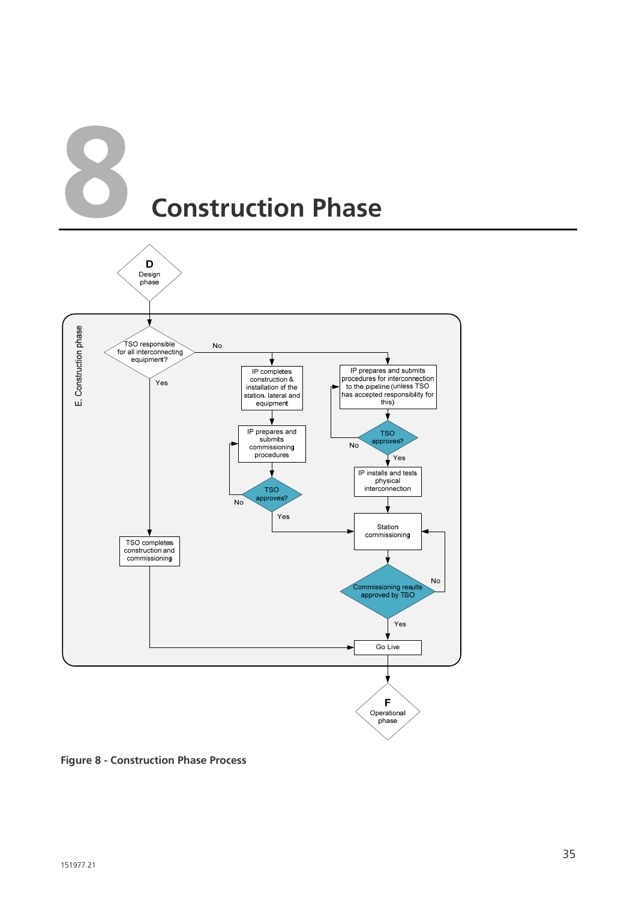# 8 Construction Phase

D
Design phase

E. Construction phase

TSO responsible for all interconnecting equipment?

No

Yes

IP completes construction & installation of the station, lateral and equipment

IP prepares and submits procedures for interconnection to the pipeline (unless TSO has accepted responsibility for this)

IP prepares and submits commissioning procedures

TSO approves?

No

Yes

IP installs and tests physical interconnection

TSO approves?

No

Yes

Station commissioning

TSO completes construction and commissioning

Commissioning results approved by TSO

No

Yes

Go Live

F
Operational phase

**Figure 8 - Construction Phase Process**

151977.21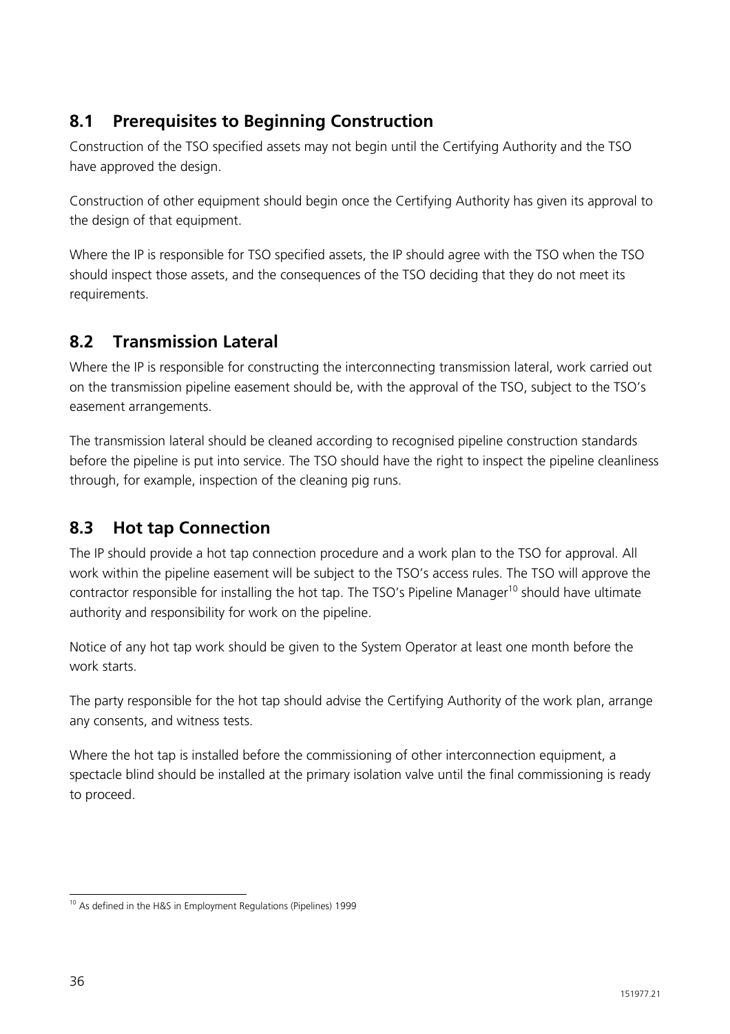## 8.1 Prerequisites to Beginning Construction

Construction of the TSO specified assets may not begin until the Certifying Authority and the TSO have approved the design.

Construction of other equipment should begin once the Certifying Authority has given its approval to the design of that equipment.

Where the IP is responsible for TSO specified assets, the IP should agree with the TSO when the TSO should inspect those assets, and the consequences of the TSO deciding that they do not meet its requirements.

## 8.2 Transmission Lateral

Where the IP is responsible for constructing the interconnecting transmission lateral, work carried out on the transmission pipeline easement should be, with the approval of the TSO, subject to the TSO's easement arrangements.

The transmission lateral should be cleaned according to recognised pipeline construction standards before the pipeline is put into service. The TSO should have the right to inspect the pipeline cleanliness through, for example, inspection of the cleaning pig runs.

## 8.3 Hot tap Connection

The IP should provide a hot tap connection procedure and a work plan to the TSO for approval. All work within the pipeline easement will be subject to the TSO's access rules. The TSO will approve the contractor responsible for installing the hot tap. The TSO's Pipeline Manager[10] should have ultimate authority and responsibility for work on the pipeline.

Notice of any hot tap work should be given to the System Operator at least one month before the work starts.

The party responsible for the hot tap should advise the Certifying Authority of the work plan, arrange any consents, and witness tests.

Where the hot tap is installed before the commissioning of other interconnection equipment, a spectacle blind should be installed at the primary isolation valve until the final commissioning is ready to proceed.

---

[10] As defined in the H&S in Employment Regulations (Pipelines) 1999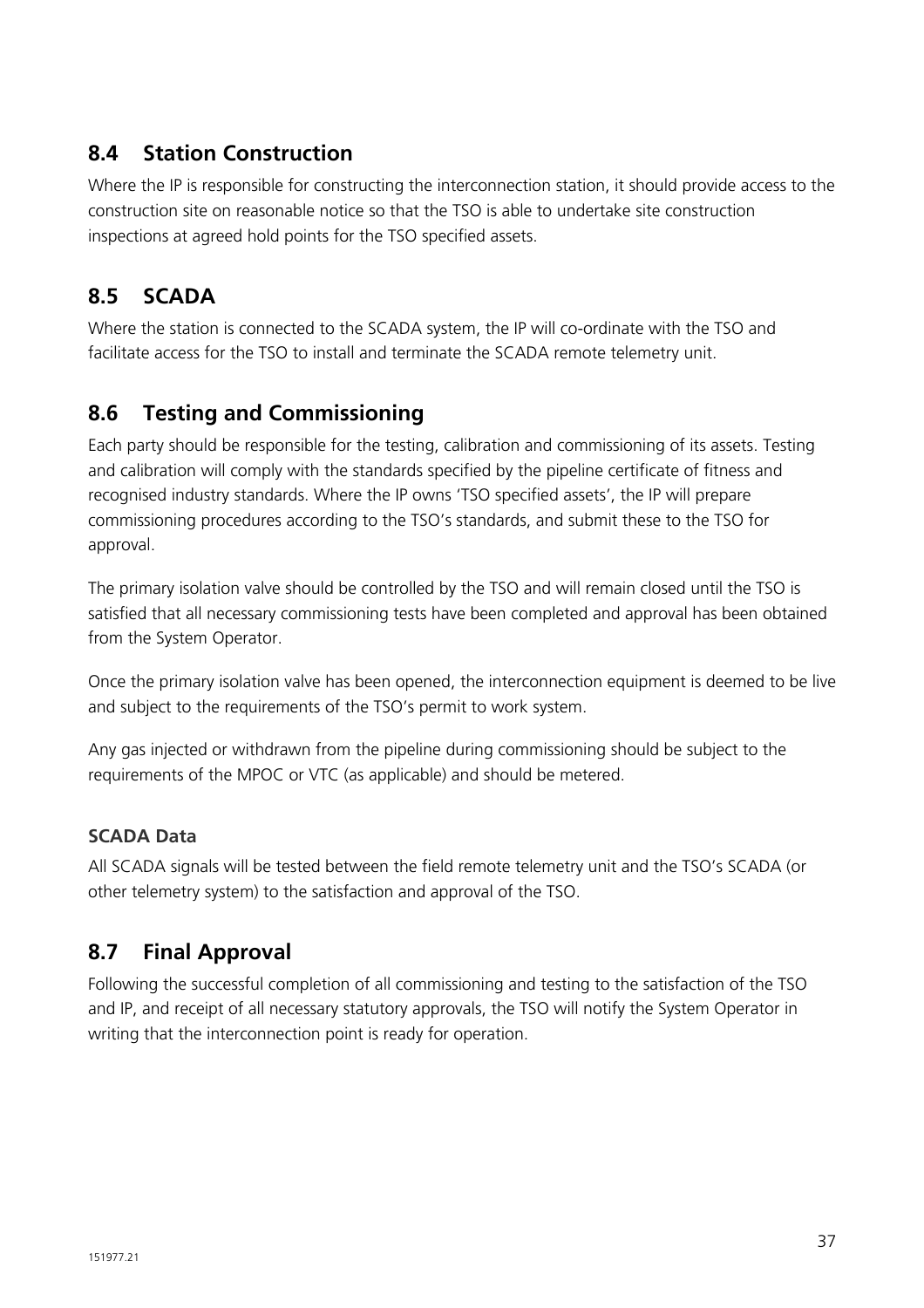## 8.4 Station Construction

Where the IP is responsible for constructing the interconnection station, it should provide access to the construction site on reasonable notice so that the TSO is able to undertake site construction inspections at agreed hold points for the TSO specified assets.

## 8.5 SCADA

Where the station is connected to the SCADA system, the IP will co-ordinate with the TSO and facilitate access for the TSO to install and terminate the SCADA remote telemetry unit.

## 8.6 Testing and Commissioning

Each party should be responsible for the testing, calibration and commissioning of its assets. Testing and calibration will comply with the standards specified by the pipeline certificate of fitness and recognised industry standards. Where the IP owns 'TSO specified assets', the IP will prepare commissioning procedures according to the TSO's standards, and submit these to the TSO for approval.

The primary isolation valve should be controlled by the TSO and will remain closed until the TSO is satisfied that all necessary commissioning tests have been completed and approval has been obtained from the System Operator.

Once the primary isolation valve has been opened, the interconnection equipment is deemed to be live and subject to the requirements of the TSO's permit to work system.

Any gas injected or withdrawn from the pipeline during commissioning should be subject to the requirements of the MPOC or VTC (as applicable) and should be metered.

### SCADA Data

All SCADA signals will be tested between the field remote telemetry unit and the TSO's SCADA (or other telemetry system) to the satisfaction and approval of the TSO.

## 8.7 Final Approval

Following the successful completion of all commissioning and testing to the satisfaction of the TSO and IP, and receipt of all necessary statutory approvals, the TSO will notify the System Operator in writing that the interconnection point is ready for operation.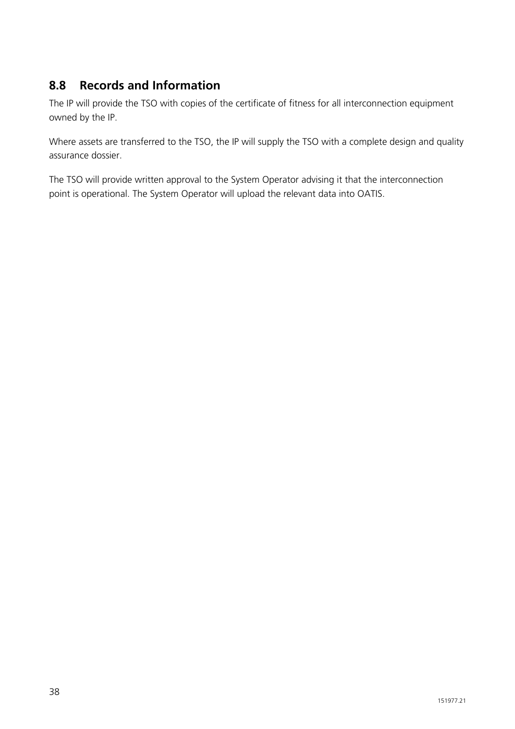## 8.8 Records and Information

The IP will provide the TSO with copies of the certificate of fitness for all interconnection equipment owned by the IP.

Where assets are transferred to the TSO, the IP will supply the TSO with a complete design and quality assurance dossier.

The TSO will provide written approval to the System Operator advising it that the interconnection point is operational. The System Operator will upload the relevant data into OATIS.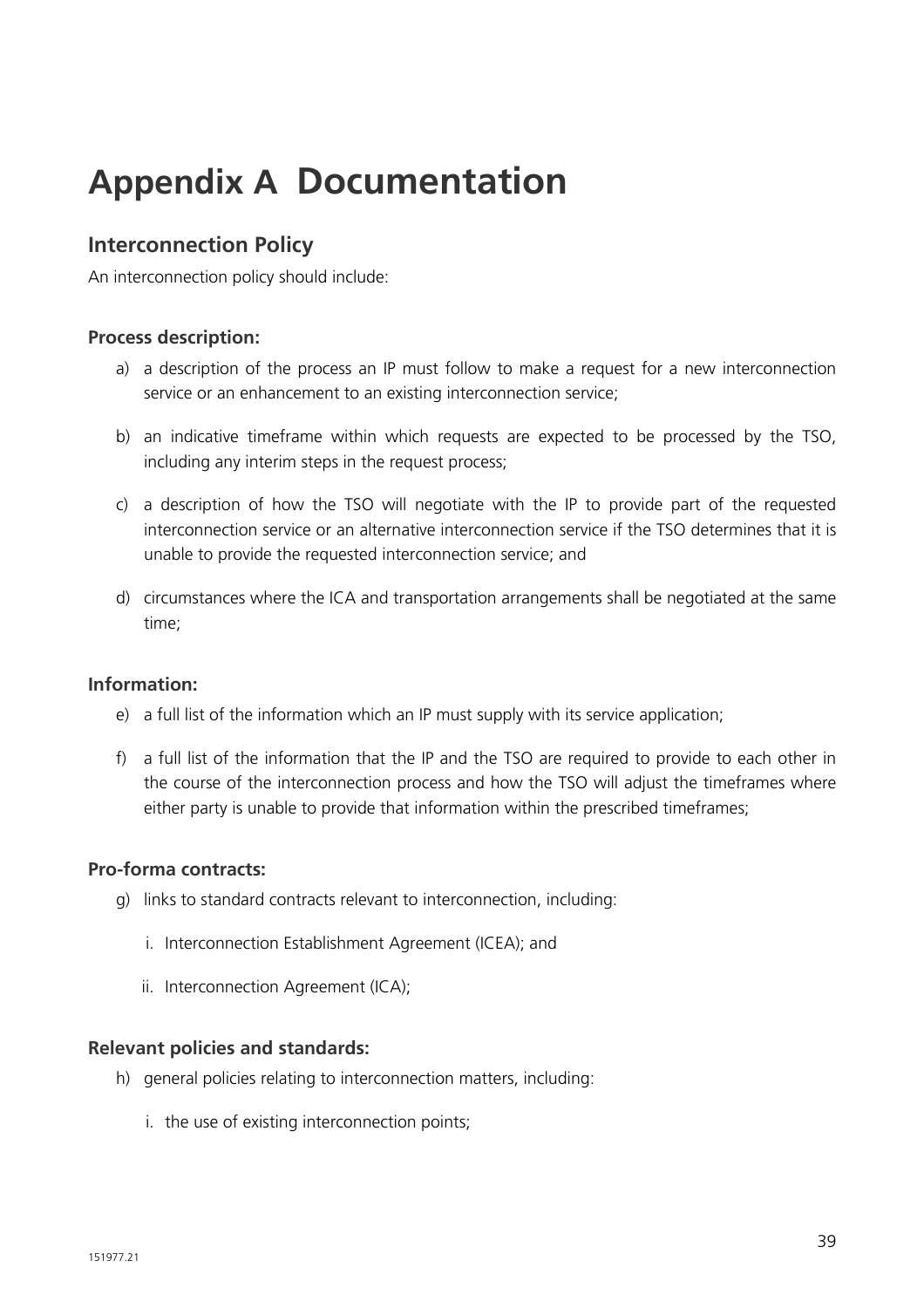# Appendix A Documentation

## Interconnection Policy

An interconnection policy should include:

### Process description:

a) a description of the process an IP must follow to make a request for a new interconnection service or an enhancement to an existing interconnection service;

b) an indicative timeframe within which requests are expected to be processed by the TSO, including any interim steps in the request process;

c) a description of how the TSO will negotiate with the IP to provide part of the requested interconnection service or an alternative interconnection service if the TSO determines that it is unable to provide the requested interconnection service; and

d) circumstances where the ICA and transportation arrangements shall be negotiated at the same time;

### Information:

e) a full list of the information which an IP must supply with its service application;

f) a full list of the information that the IP and the TSO are required to provide to each other in the course of the interconnection process and how the TSO will adjust the timeframes where either party is unable to provide that information within the prescribed timeframes;

### Pro-forma contracts:

g) links to standard contracts relevant to interconnection, including:

   i. Interconnection Establishment Agreement (ICEA); and

   ii. Interconnection Agreement (ICA);

### Relevant policies and standards:

h) general policies relating to interconnection matters, including:

   i. the use of existing interconnection points;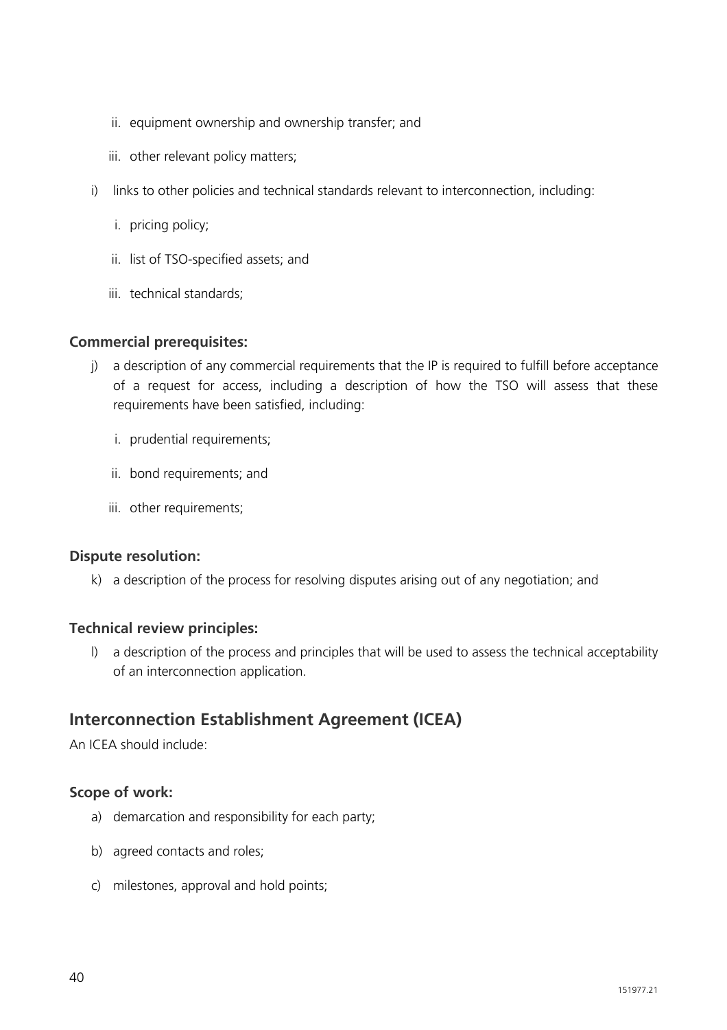ii. equipment ownership and ownership transfer; and

   iii. other relevant policy matters;

i) links to other policies and technical standards relevant to interconnection, including:

   i. pricing policy;

   ii. list of TSO-specified assets; and

   iii. technical standards;

**Commercial prerequisites:**

j) a description of any commercial requirements that the IP is required to fulfill before acceptance of a request for access, including a description of how the TSO will assess that these requirements have been satisfied, including:

   i. prudential requirements;

   ii. bond requirements; and

   iii. other requirements;

**Dispute resolution:**

k) a description of the process for resolving disputes arising out of any negotiation; and

**Technical review principles:**

l) a description of the process and principles that will be used to assess the technical acceptability of an interconnection application.

## Interconnection Establishment Agreement (ICEA)

An ICEA should include:

**Scope of work:**

a) demarcation and responsibility for each party;

b) agreed contacts and roles;

c) milestones, approval and hold points;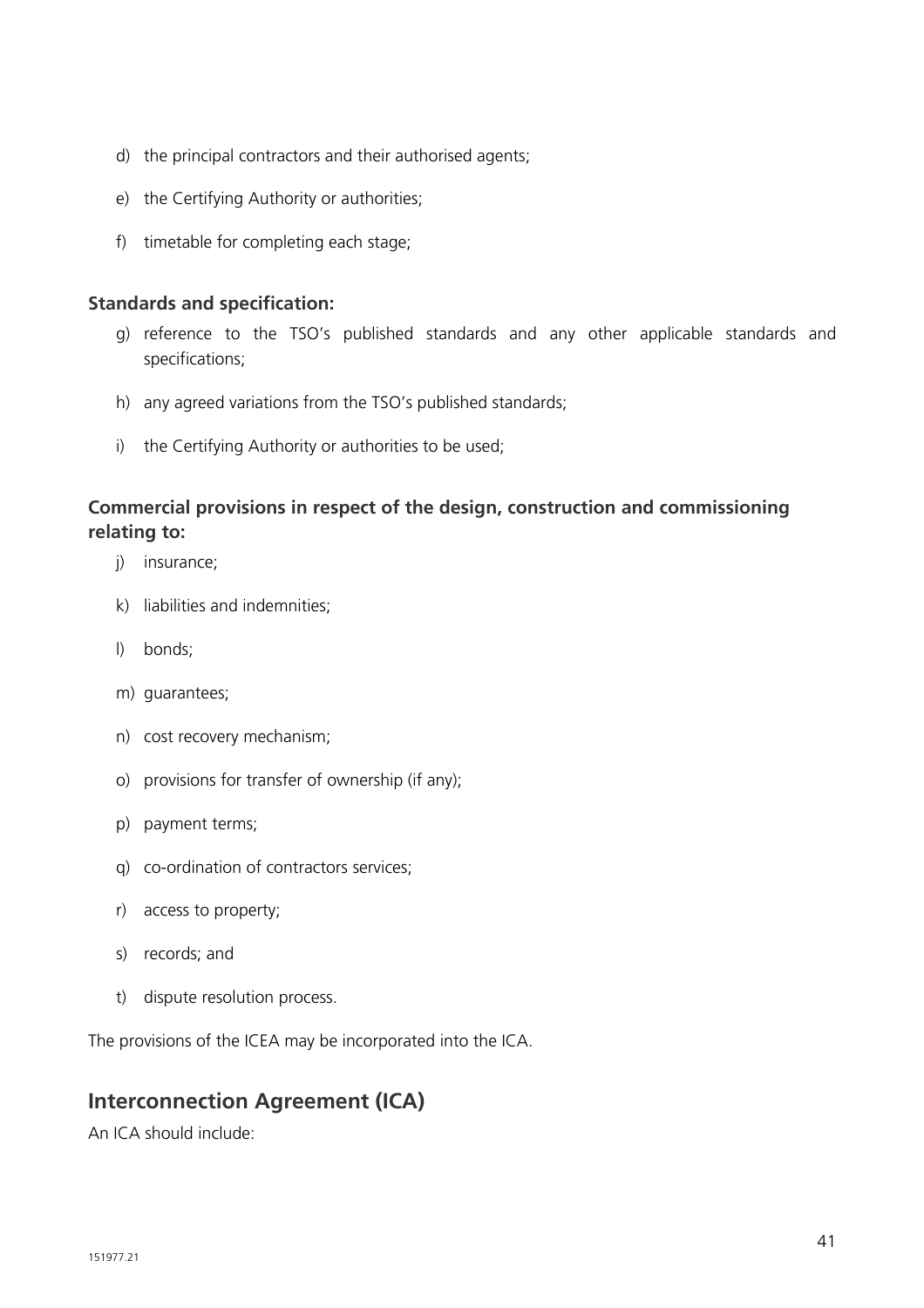d) the principal contractors and their authorised agents;

e) the Certifying Authority or authorities;

f) timetable for completing each stage;

**Standards and specification:**

g) reference to the TSO's published standards and any other applicable standards and specifications;

h) any agreed variations from the TSO's published standards;

i) the Certifying Authority or authorities to be used;

**Commercial provisions in respect of the design, construction and commissioning relating to:**

j) insurance;

k) liabilities and indemnities;

l) bonds;

m) guarantees;

n) cost recovery mechanism;

o) provisions for transfer of ownership (if any);

p) payment terms;

q) co-ordination of contractors services;

r) access to property;

s) records; and

t) dispute resolution process.

The provisions of the ICEA may be incorporated into the ICA.

## Interconnection Agreement (ICA)

An ICA should include: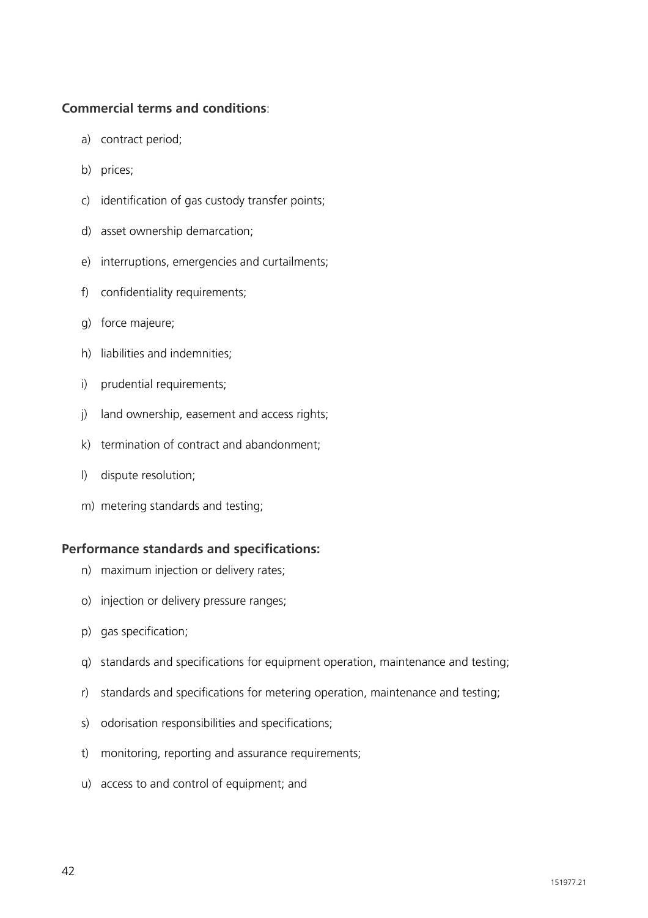**Commercial terms and conditions**:

a) contract period;

b) prices;

c) identification of gas custody transfer points;

d) asset ownership demarcation;

e) interruptions, emergencies and curtailments;

f) confidentiality requirements;

g) force majeure;

h) liabilities and indemnities;

i) prudential requirements;

j) land ownership, easement and access rights;

k) termination of contract and abandonment;

l) dispute resolution;

m) metering standards and testing;

**Performance standards and specifications:**

n) maximum injection or delivery rates;

o) injection or delivery pressure ranges;

p) gas specification;

q) standards and specifications for equipment operation, maintenance and testing;

r) standards and specifications for metering operation, maintenance and testing;

s) odorisation responsibilities and specifications;

t) monitoring, reporting and assurance requirements;

u) access to and control of equipment; and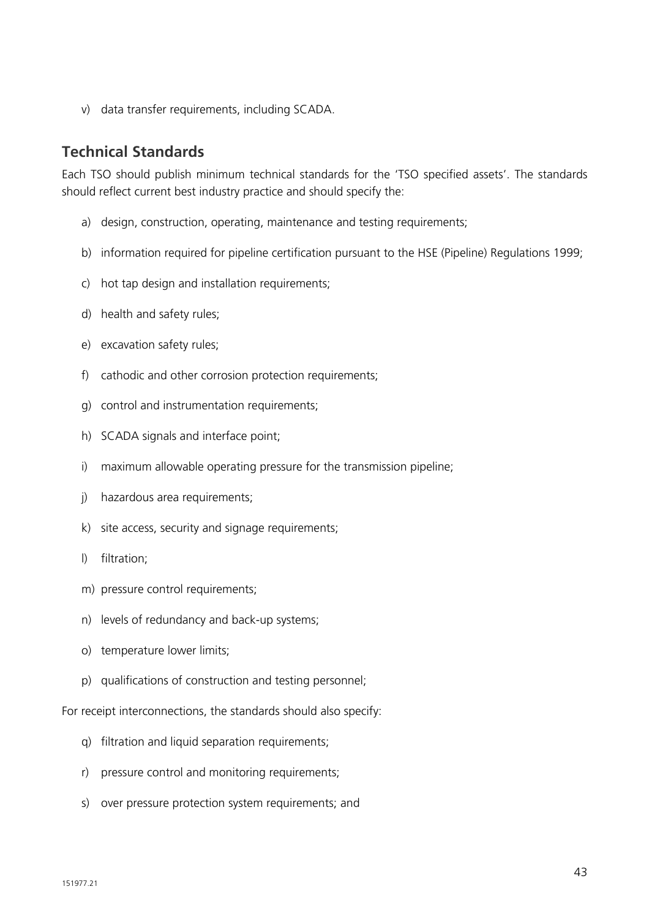v) data transfer requirements, including SCADA.

## Technical Standards

Each TSO should publish minimum technical standards for the 'TSO specified assets'. The standards should reflect current best industry practice and should specify the:

a) design, construction, operating, maintenance and testing requirements;

b) information required for pipeline certification pursuant to the HSE (Pipeline) Regulations 1999;

c) hot tap design and installation requirements;

d) health and safety rules;

e) excavation safety rules;

f) cathodic and other corrosion protection requirements;

g) control and instrumentation requirements;

h) SCADA signals and interface point;

i) maximum allowable operating pressure for the transmission pipeline;

j) hazardous area requirements;

k) site access, security and signage requirements;

l) filtration;

m) pressure control requirements;

n) levels of redundancy and back-up systems;

o) temperature lower limits;

p) qualifications of construction and testing personnel;

For receipt interconnections, the standards should also specify:

q) filtration and liquid separation requirements;

r) pressure control and monitoring requirements;

s) over pressure protection system requirements; and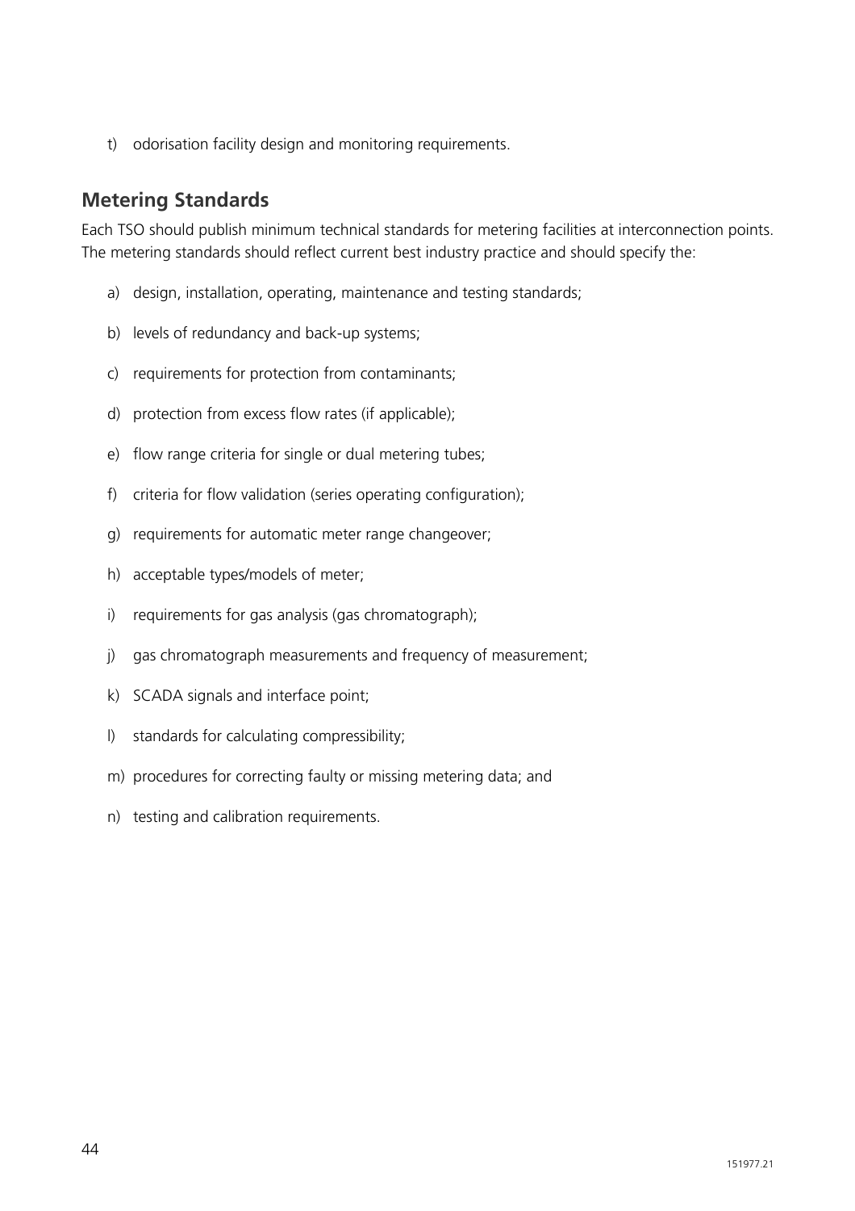t) odorisation facility design and monitoring requirements.

## Metering Standards

Each TSO should publish minimum technical standards for metering facilities at interconnection points. The metering standards should reflect current best industry practice and should specify the:

a) design, installation, operating, maintenance and testing standards;

b) levels of redundancy and back-up systems;

c) requirements for protection from contaminants;

d) protection from excess flow rates (if applicable);

e) flow range criteria for single or dual metering tubes;

f) criteria for flow validation (series operating configuration);

g) requirements for automatic meter range changeover;

h) acceptable types/models of meter;

i) requirements for gas analysis (gas chromatograph);

j) gas chromatograph measurements and frequency of measurement;

k) SCADA signals and interface point;

l) standards for calculating compressibility;

m) procedures for correcting faulty or missing metering data; and

n) testing and calibration requirements.

151977.21